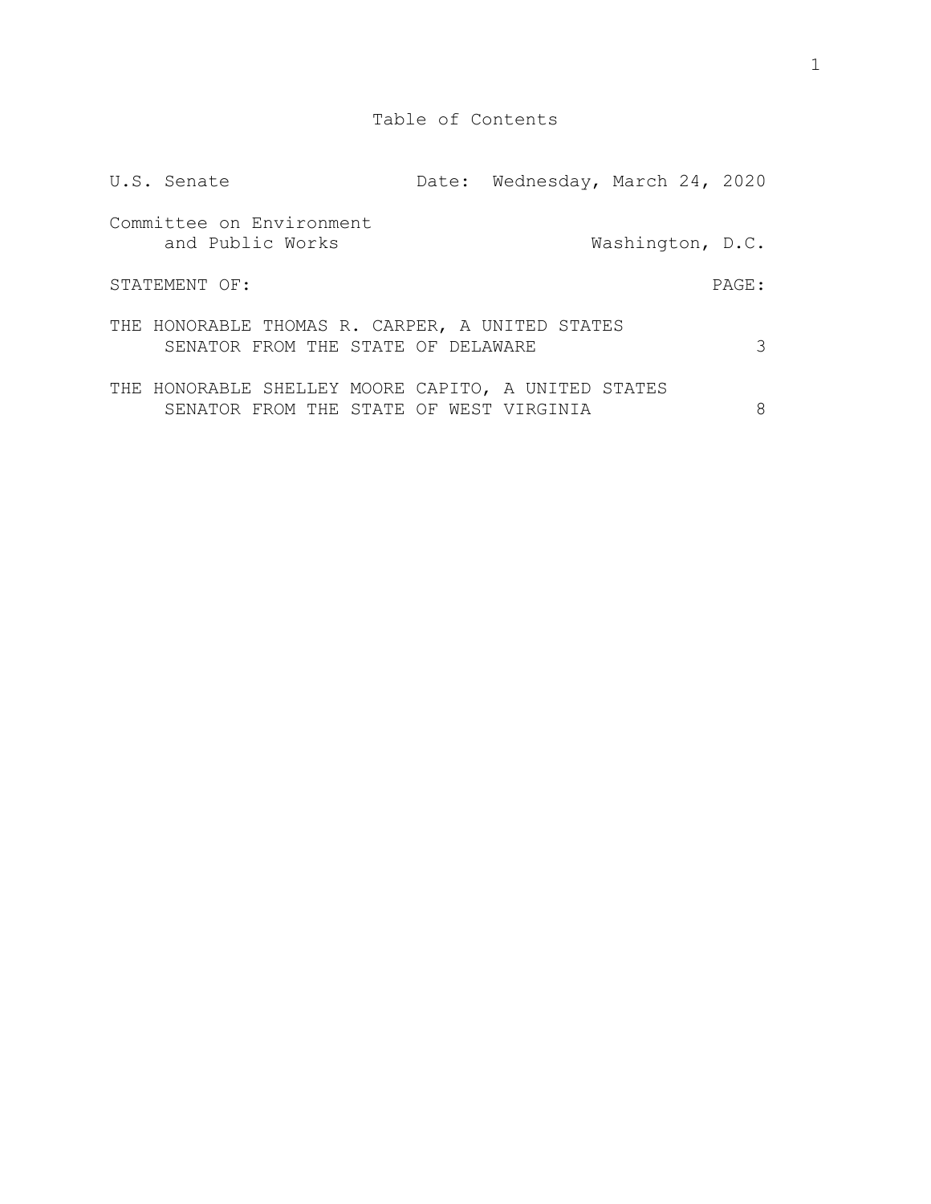# Table of Contents

| | |
|---|---|
| U.S. Senate | Date: Wednesday, March 24, 2020 |
| Committee on Environment and Public Works | Washington, D.C. |

| STATEMENT OF: | PAGE: |
|---|---|
| THE HONORABLE THOMAS R. CARPER, A UNITED STATES SENATOR FROM THE STATE OF DELAWARE | 3 |
| THE HONORABLE SHELLEY MOORE CAPITO, A UNITED STATES SENATOR FROM THE STATE OF WEST VIRGINIA | 8 |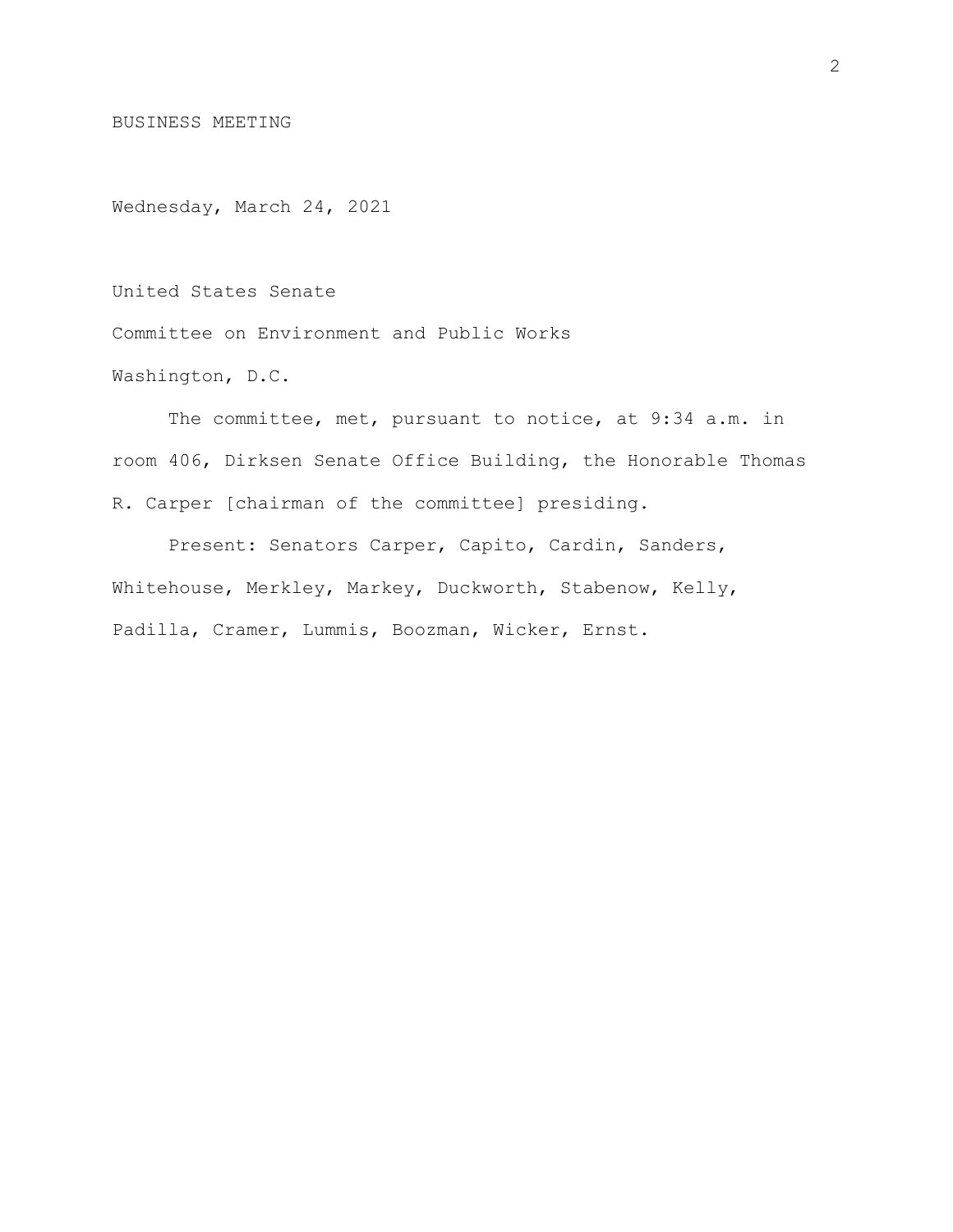BUSINESS MEETING

Wednesday, March 24, 2021

United States Senate

Committee on Environment and Public Works

Washington, D.C.

The committee, met, pursuant to notice, at 9:34 a.m. in room 406, Dirksen Senate Office Building, the Honorable Thomas R. Carper [chairman of the committee] presiding.

Present: Senators Carper, Capito, Cardin, Sanders, Whitehouse, Merkley, Markey, Duckworth, Stabenow, Kelly, Padilla, Cramer, Lummis, Boozman, Wicker, Ernst.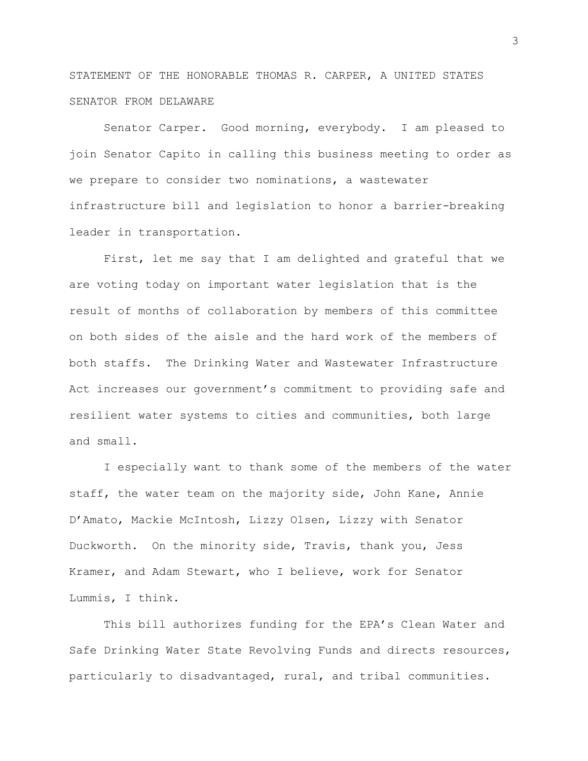STATEMENT OF THE HONORABLE THOMAS R. CARPER, A UNITED STATES SENATOR FROM DELAWARE

Senator Carper. Good morning, everybody. I am pleased to join Senator Capito in calling this business meeting to order as we prepare to consider two nominations, a wastewater infrastructure bill and legislation to honor a barrier-breaking leader in transportation.

First, let me say that I am delighted and grateful that we are voting today on important water legislation that is the result of months of collaboration by members of this committee on both sides of the aisle and the hard work of the members of both staffs. The Drinking Water and Wastewater Infrastructure Act increases our government's commitment to providing safe and resilient water systems to cities and communities, both large and small.

I especially want to thank some of the members of the water staff, the water team on the majority side, John Kane, Annie D'Amato, Mackie McIntosh, Lizzy Olsen, Lizzy with Senator Duckworth. On the minority side, Travis, thank you, Jess Kramer, and Adam Stewart, who I believe, work for Senator Lummis, I think.

This bill authorizes funding for the EPA's Clean Water and Safe Drinking Water State Revolving Funds and directs resources, particularly to disadvantaged, rural, and tribal communities.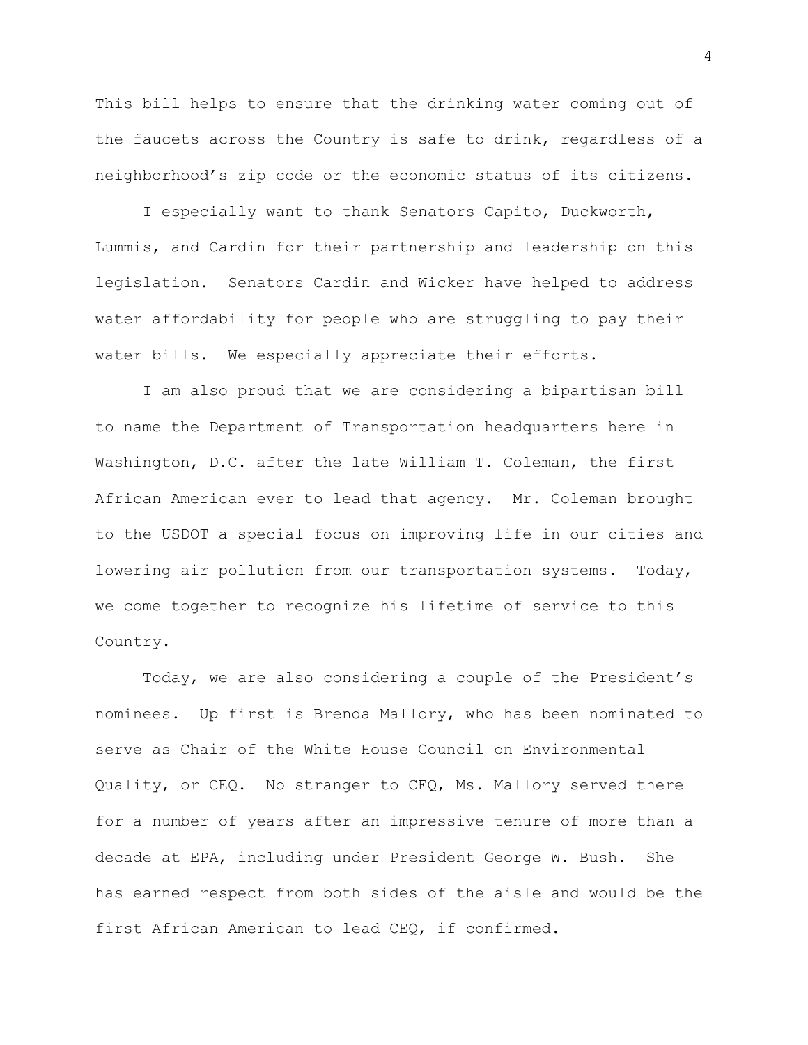This bill helps to ensure that the drinking water coming out of the faucets across the Country is safe to drink, regardless of a neighborhood's zip code or the economic status of its citizens.

I especially want to thank Senators Capito, Duckworth, Lummis, and Cardin for their partnership and leadership on this legislation. Senators Cardin and Wicker have helped to address water affordability for people who are struggling to pay their water bills. We especially appreciate their efforts.

I am also proud that we are considering a bipartisan bill to name the Department of Transportation headquarters here in Washington, D.C. after the late William T. Coleman, the first African American ever to lead that agency. Mr. Coleman brought to the USDOT a special focus on improving life in our cities and lowering air pollution from our transportation systems. Today, we come together to recognize his lifetime of service to this Country.

Today, we are also considering a couple of the President's nominees. Up first is Brenda Mallory, who has been nominated to serve as Chair of the White House Council on Environmental Quality, or CEQ. No stranger to CEQ, Ms. Mallory served there for a number of years after an impressive tenure of more than a decade at EPA, including under President George W. Bush. She has earned respect from both sides of the aisle and would be the first African American to lead CEQ, if confirmed.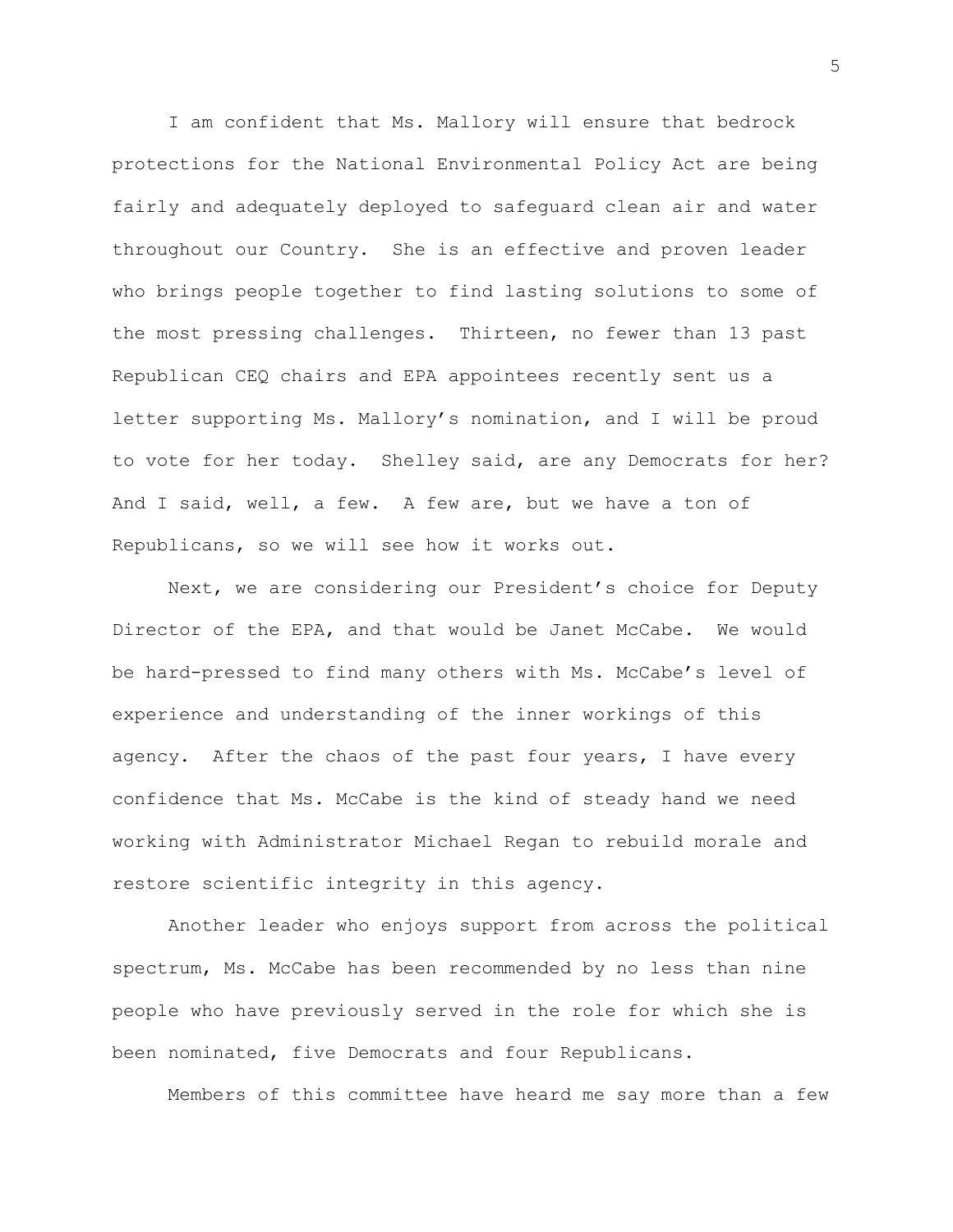I am confident that Ms. Mallory will ensure that bedrock protections for the National Environmental Policy Act are being fairly and adequately deployed to safeguard clean air and water throughout our Country. She is an effective and proven leader who brings people together to find lasting solutions to some of the most pressing challenges. Thirteen, no fewer than 13 past Republican CEQ chairs and EPA appointees recently sent us a letter supporting Ms. Mallory's nomination, and I will be proud to vote for her today. Shelley said, are any Democrats for her? And I said, well, a few. A few are, but we have a ton of Republicans, so we will see how it works out.

Next, we are considering our President's choice for Deputy Director of the EPA, and that would be Janet McCabe. We would be hard-pressed to find many others with Ms. McCabe's level of experience and understanding of the inner workings of this agency. After the chaos of the past four years, I have every confidence that Ms. McCabe is the kind of steady hand we need working with Administrator Michael Regan to rebuild morale and restore scientific integrity in this agency.

Another leader who enjoys support from across the political spectrum, Ms. McCabe has been recommended by no less than nine people who have previously served in the role for which she is been nominated, five Democrats and four Republicans.

Members of this committee have heard me say more than a few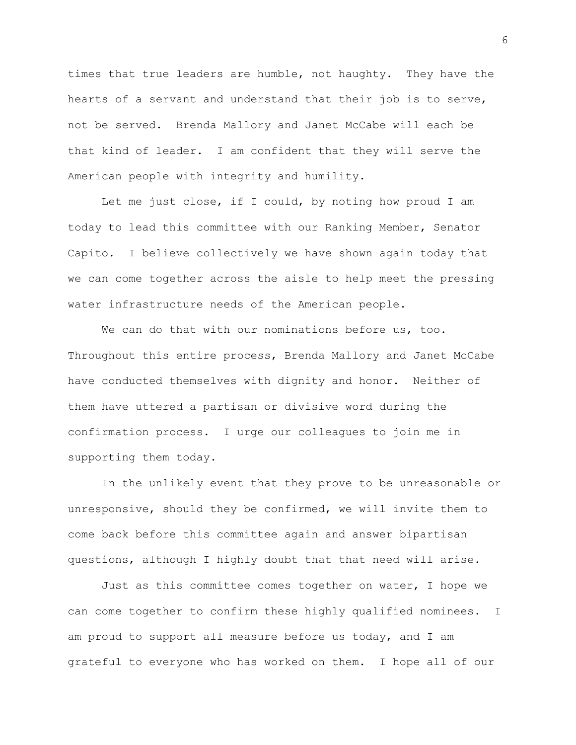times that true leaders are humble, not haughty. They have the hearts of a servant and understand that their job is to serve, not be served. Brenda Mallory and Janet McCabe will each be that kind of leader. I am confident that they will serve the American people with integrity and humility.

Let me just close, if I could, by noting how proud I am today to lead this committee with our Ranking Member, Senator Capito. I believe collectively we have shown again today that we can come together across the aisle to help meet the pressing water infrastructure needs of the American people.

We can do that with our nominations before us, too. Throughout this entire process, Brenda Mallory and Janet McCabe have conducted themselves with dignity and honor. Neither of them have uttered a partisan or divisive word during the confirmation process. I urge our colleagues to join me in supporting them today.

In the unlikely event that they prove to be unreasonable or unresponsive, should they be confirmed, we will invite them to come back before this committee again and answer bipartisan questions, although I highly doubt that that need will arise.

Just as this committee comes together on water, I hope we can come together to confirm these highly qualified nominees. I am proud to support all measure before us today, and I am grateful to everyone who has worked on them. I hope all of our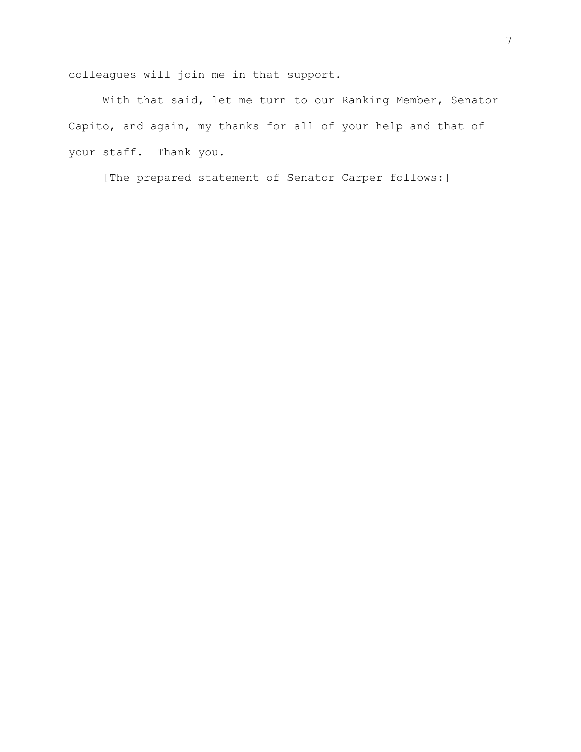colleagues will join me in that support.

With that said, let me turn to our Ranking Member, Senator Capito, and again, my thanks for all of your help and that of your staff.  Thank you.

[The prepared statement of Senator Carper follows:]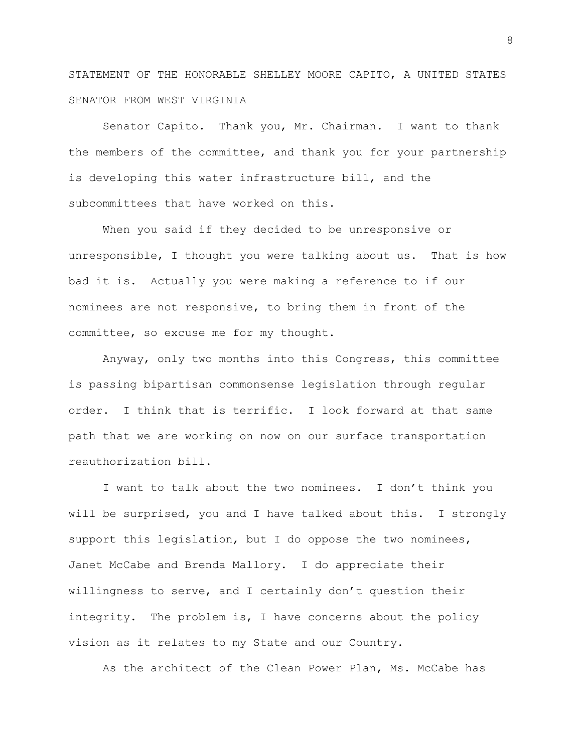STATEMENT OF THE HONORABLE SHELLEY MOORE CAPITO, A UNITED STATES SENATOR FROM WEST VIRGINIA

Senator Capito. Thank you, Mr. Chairman. I want to thank the members of the committee, and thank you for your partnership is developing this water infrastructure bill, and the subcommittees that have worked on this.

When you said if they decided to be unresponsive or unresponsible, I thought you were talking about us. That is how bad it is. Actually you were making a reference to if our nominees are not responsive, to bring them in front of the committee, so excuse me for my thought.

Anyway, only two months into this Congress, this committee is passing bipartisan commonsense legislation through regular order. I think that is terrific. I look forward at that same path that we are working on now on our surface transportation reauthorization bill.

I want to talk about the two nominees. I don't think you will be surprised, you and I have talked about this. I strongly support this legislation, but I do oppose the two nominees, Janet McCabe and Brenda Mallory. I do appreciate their willingness to serve, and I certainly don't question their integrity. The problem is, I have concerns about the policy vision as it relates to my State and our Country.

As the architect of the Clean Power Plan, Ms. McCabe has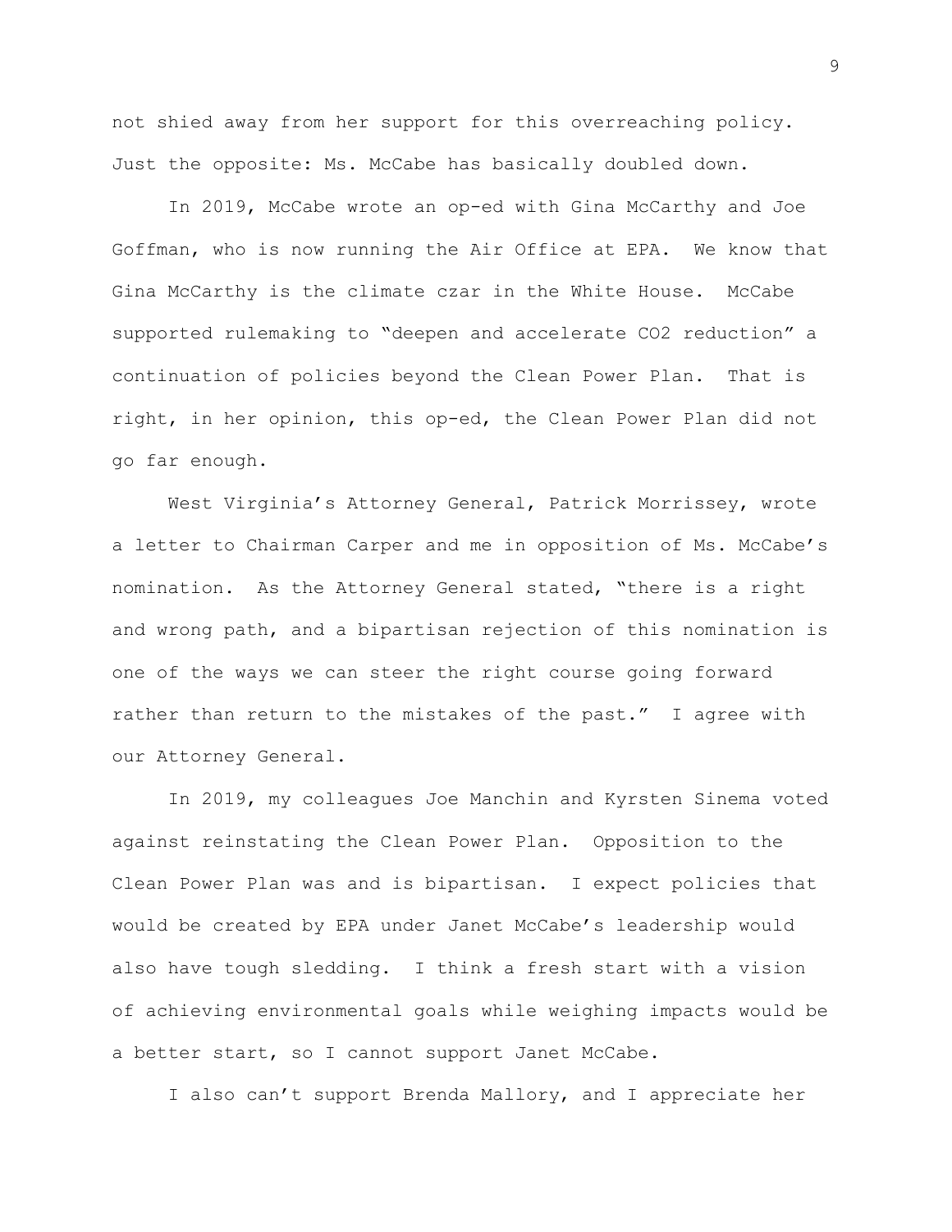not shied away from her support for this overreaching policy. Just the opposite: Ms. McCabe has basically doubled down.

In 2019, McCabe wrote an op-ed with Gina McCarthy and Joe Goffman, who is now running the Air Office at EPA. We know that Gina McCarthy is the climate czar in the White House. McCabe supported rulemaking to "deepen and accelerate CO2 reduction" a continuation of policies beyond the Clean Power Plan. That is right, in her opinion, this op-ed, the Clean Power Plan did not go far enough.

West Virginia's Attorney General, Patrick Morrissey, wrote a letter to Chairman Carper and me in opposition of Ms. McCabe's nomination. As the Attorney General stated, "there is a right and wrong path, and a bipartisan rejection of this nomination is one of the ways we can steer the right course going forward rather than return to the mistakes of the past." I agree with our Attorney General.

In 2019, my colleagues Joe Manchin and Kyrsten Sinema voted against reinstating the Clean Power Plan. Opposition to the Clean Power Plan was and is bipartisan. I expect policies that would be created by EPA under Janet McCabe's leadership would also have tough sledding. I think a fresh start with a vision of achieving environmental goals while weighing impacts would be a better start, so I cannot support Janet McCabe.

I also can't support Brenda Mallory, and I appreciate her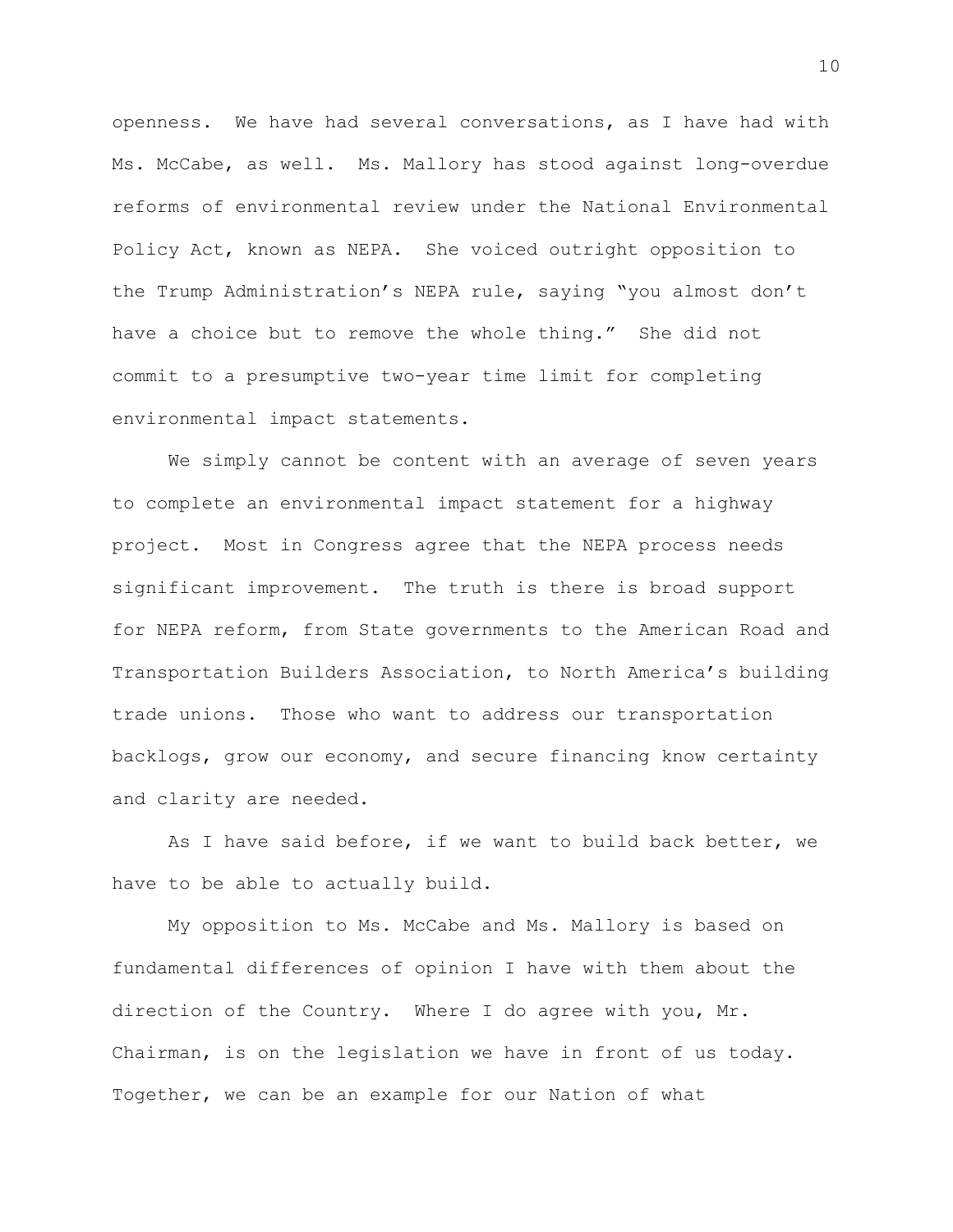openness. We have had several conversations, as I have had with Ms. McCabe, as well. Ms. Mallory has stood against long-overdue reforms of environmental review under the National Environmental Policy Act, known as NEPA. She voiced outright opposition to the Trump Administration's NEPA rule, saying "you almost don't have a choice but to remove the whole thing." She did not commit to a presumptive two-year time limit for completing environmental impact statements.

We simply cannot be content with an average of seven years to complete an environmental impact statement for a highway project. Most in Congress agree that the NEPA process needs significant improvement. The truth is there is broad support for NEPA reform, from State governments to the American Road and Transportation Builders Association, to North America's building trade unions. Those who want to address our transportation backlogs, grow our economy, and secure financing know certainty and clarity are needed.

As I have said before, if we want to build back better, we have to be able to actually build.

My opposition to Ms. McCabe and Ms. Mallory is based on fundamental differences of opinion I have with them about the direction of the Country. Where I do agree with you, Mr. Chairman, is on the legislation we have in front of us today. Together, we can be an example for our Nation of what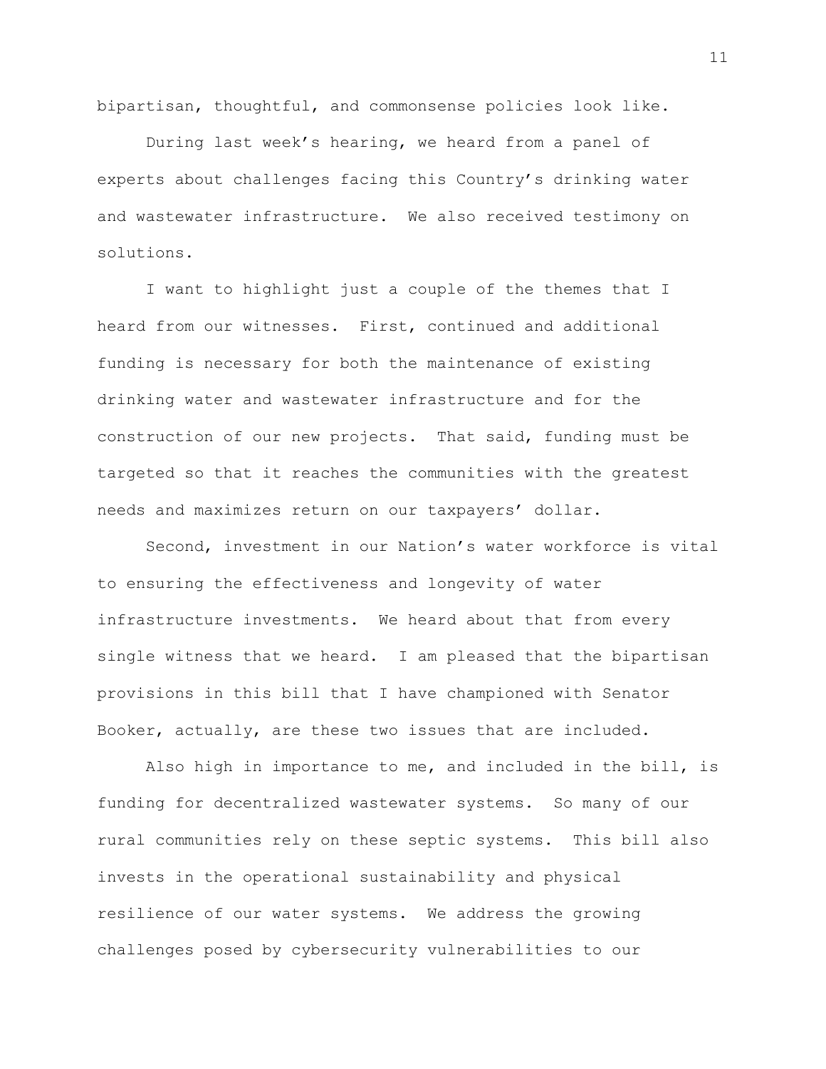bipartisan, thoughtful, and commonsense policies look like.

During last week's hearing, we heard from a panel of experts about challenges facing this Country's drinking water and wastewater infrastructure. We also received testimony on solutions.

I want to highlight just a couple of the themes that I heard from our witnesses. First, continued and additional funding is necessary for both the maintenance of existing drinking water and wastewater infrastructure and for the construction of our new projects. That said, funding must be targeted so that it reaches the communities with the greatest needs and maximizes return on our taxpayers' dollar.

Second, investment in our Nation's water workforce is vital to ensuring the effectiveness and longevity of water infrastructure investments. We heard about that from every single witness that we heard. I am pleased that the bipartisan provisions in this bill that I have championed with Senator Booker, actually, are these two issues that are included.

Also high in importance to me, and included in the bill, is funding for decentralized wastewater systems. So many of our rural communities rely on these septic systems. This bill also invests in the operational sustainability and physical resilience of our water systems. We address the growing challenges posed by cybersecurity vulnerabilities to our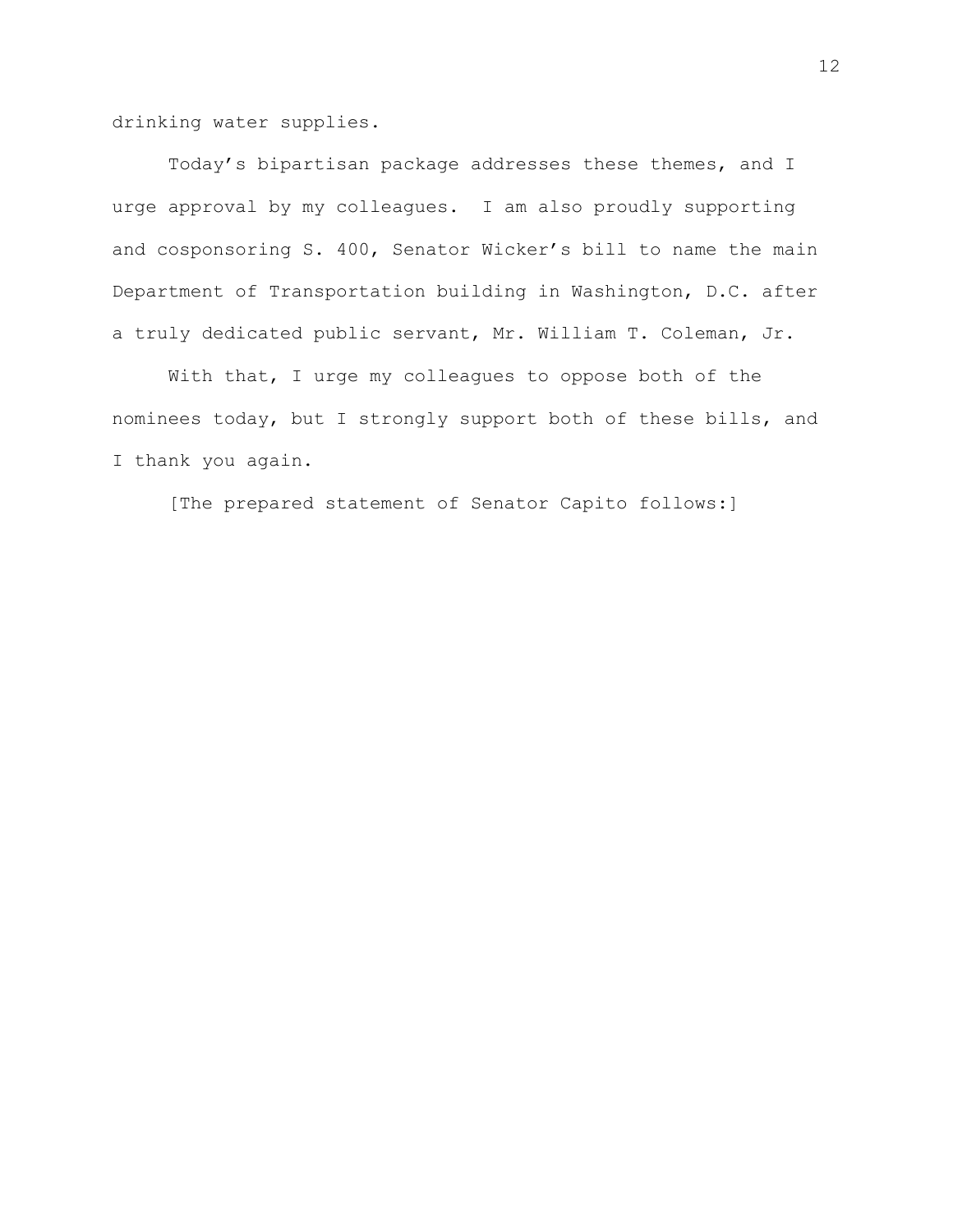drinking water supplies.

Today's bipartisan package addresses these themes, and I urge approval by my colleagues. I am also proudly supporting and cosponsoring S. 400, Senator Wicker's bill to name the main Department of Transportation building in Washington, D.C. after a truly dedicated public servant, Mr. William T. Coleman, Jr.

With that, I urge my colleagues to oppose both of the nominees today, but I strongly support both of these bills, and I thank you again.

[The prepared statement of Senator Capito follows:]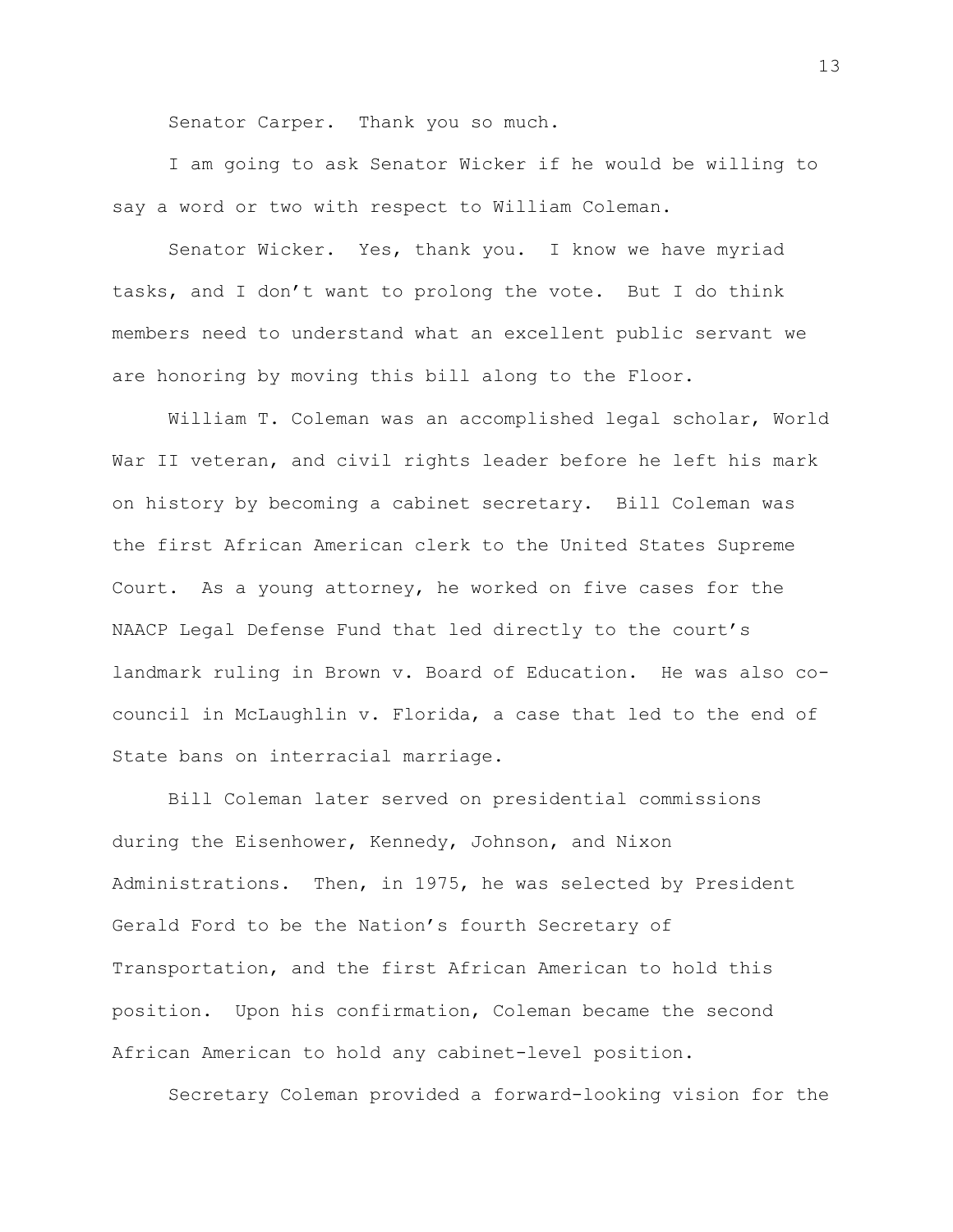Senator Carper. Thank you so much.

I am going to ask Senator Wicker if he would be willing to say a word or two with respect to William Coleman.

Senator Wicker. Yes, thank you. I know we have myriad tasks, and I don't want to prolong the vote. But I do think members need to understand what an excellent public servant we are honoring by moving this bill along to the Floor.

William T. Coleman was an accomplished legal scholar, World War II veteran, and civil rights leader before he left his mark on history by becoming a cabinet secretary. Bill Coleman was the first African American clerk to the United States Supreme Court. As a young attorney, he worked on five cases for the NAACP Legal Defense Fund that led directly to the court's landmark ruling in Brown v. Board of Education. He was also co-council in McLaughlin v. Florida, a case that led to the end of State bans on interracial marriage.

Bill Coleman later served on presidential commissions during the Eisenhower, Kennedy, Johnson, and Nixon Administrations. Then, in 1975, he was selected by President Gerald Ford to be the Nation's fourth Secretary of Transportation, and the first African American to hold this position. Upon his confirmation, Coleman became the second African American to hold any cabinet-level position.

Secretary Coleman provided a forward-looking vision for the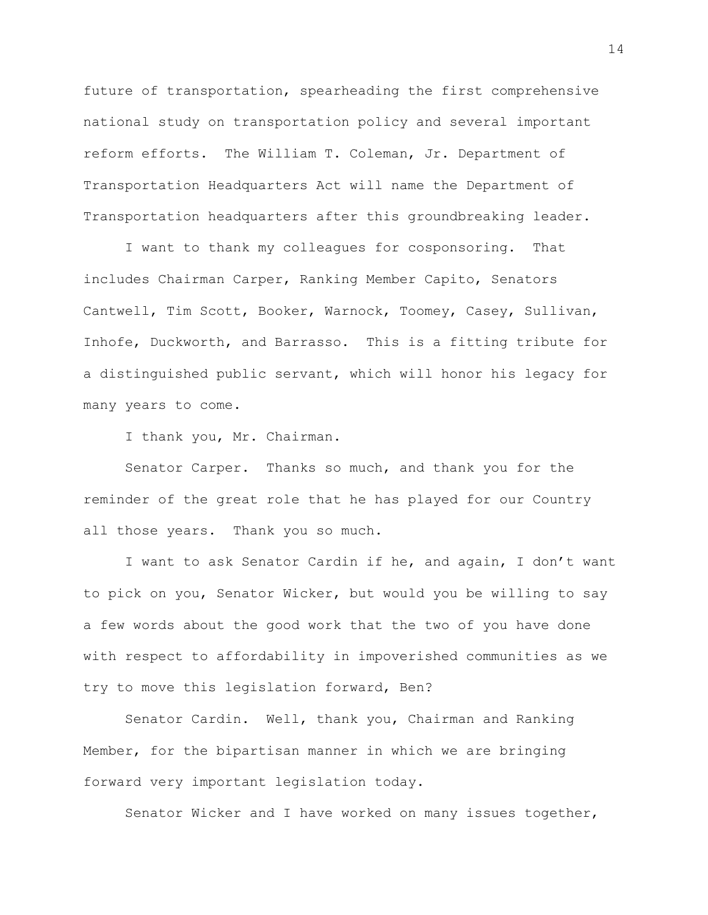future of transportation, spearheading the first comprehensive national study on transportation policy and several important reform efforts. The William T. Coleman, Jr. Department of Transportation Headquarters Act will name the Department of Transportation headquarters after this groundbreaking leader.

I want to thank my colleagues for cosponsoring. That includes Chairman Carper, Ranking Member Capito, Senators Cantwell, Tim Scott, Booker, Warnock, Toomey, Casey, Sullivan, Inhofe, Duckworth, and Barrasso. This is a fitting tribute for a distinguished public servant, which will honor his legacy for many years to come.

I thank you, Mr. Chairman.

Senator Carper. Thanks so much, and thank you for the reminder of the great role that he has played for our Country all those years. Thank you so much.

I want to ask Senator Cardin if he, and again, I don't want to pick on you, Senator Wicker, but would you be willing to say a few words about the good work that the two of you have done with respect to affordability in impoverished communities as we try to move this legislation forward, Ben?

Senator Cardin. Well, thank you, Chairman and Ranking Member, for the bipartisan manner in which we are bringing forward very important legislation today.

Senator Wicker and I have worked on many issues together,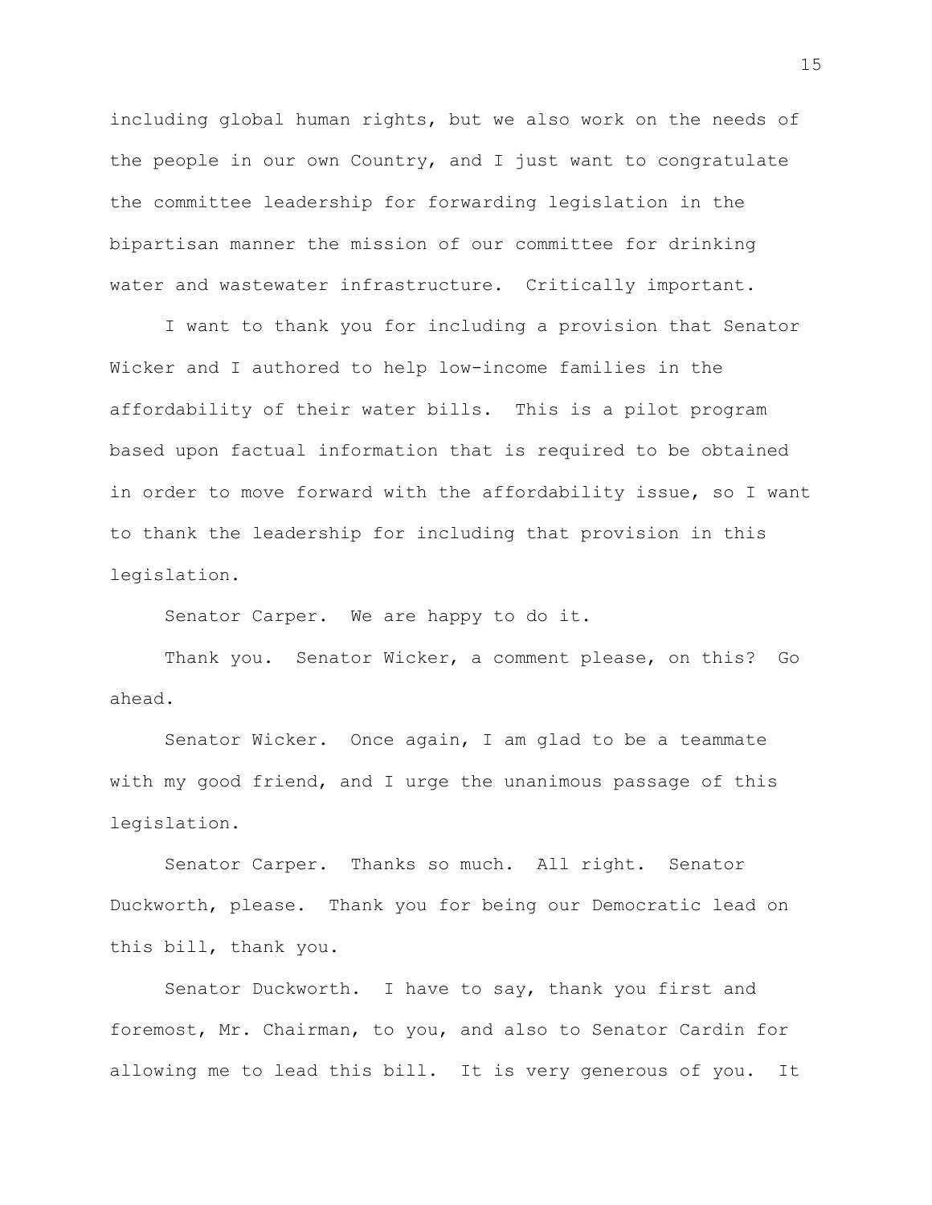including global human rights, but we also work on the needs of the people in our own Country, and I just want to congratulate the committee leadership for forwarding legislation in the bipartisan manner the mission of our committee for drinking water and wastewater infrastructure. Critically important.

I want to thank you for including a provision that Senator Wicker and I authored to help low-income families in the affordability of their water bills. This is a pilot program based upon factual information that is required to be obtained in order to move forward with the affordability issue, so I want to thank the leadership for including that provision in this legislation.

Senator Carper. We are happy to do it.

Thank you. Senator Wicker, a comment please, on this? Go ahead.

Senator Wicker. Once again, I am glad to be a teammate with my good friend, and I urge the unanimous passage of this legislation.

Senator Carper. Thanks so much. All right. Senator Duckworth, please. Thank you for being our Democratic lead on this bill, thank you.

Senator Duckworth. I have to say, thank you first and foremost, Mr. Chairman, to you, and also to Senator Cardin for allowing me to lead this bill. It is very generous of you. It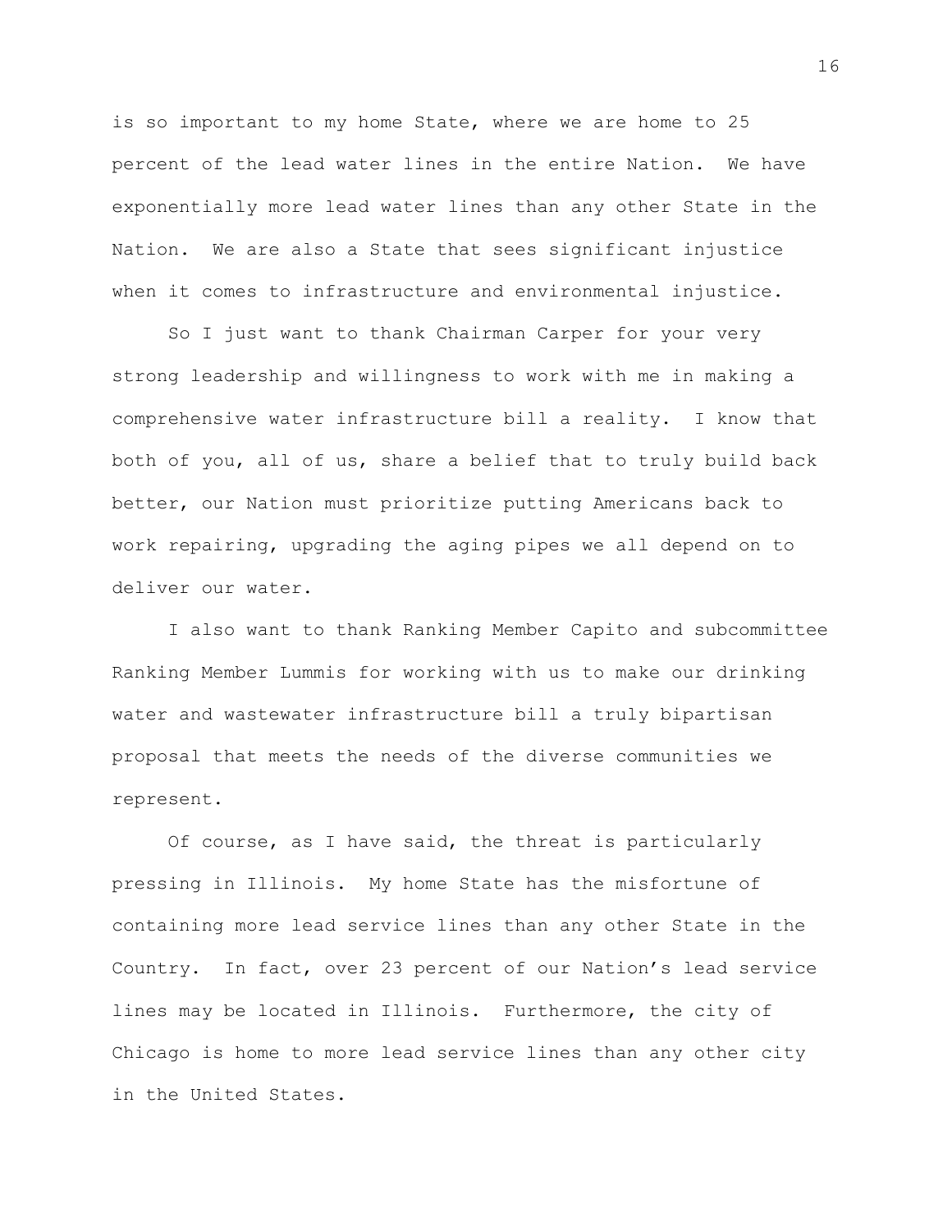is so important to my home State, where we are home to 25 percent of the lead water lines in the entire Nation. We have exponentially more lead water lines than any other State in the Nation. We are also a State that sees significant injustice when it comes to infrastructure and environmental injustice.

So I just want to thank Chairman Carper for your very strong leadership and willingness to work with me in making a comprehensive water infrastructure bill a reality. I know that both of you, all of us, share a belief that to truly build back better, our Nation must prioritize putting Americans back to work repairing, upgrading the aging pipes we all depend on to deliver our water.

I also want to thank Ranking Member Capito and subcommittee Ranking Member Lummis for working with us to make our drinking water and wastewater infrastructure bill a truly bipartisan proposal that meets the needs of the diverse communities we represent.

Of course, as I have said, the threat is particularly pressing in Illinois. My home State has the misfortune of containing more lead service lines than any other State in the Country. In fact, over 23 percent of our Nation's lead service lines may be located in Illinois. Furthermore, the city of Chicago is home to more lead service lines than any other city in the United States.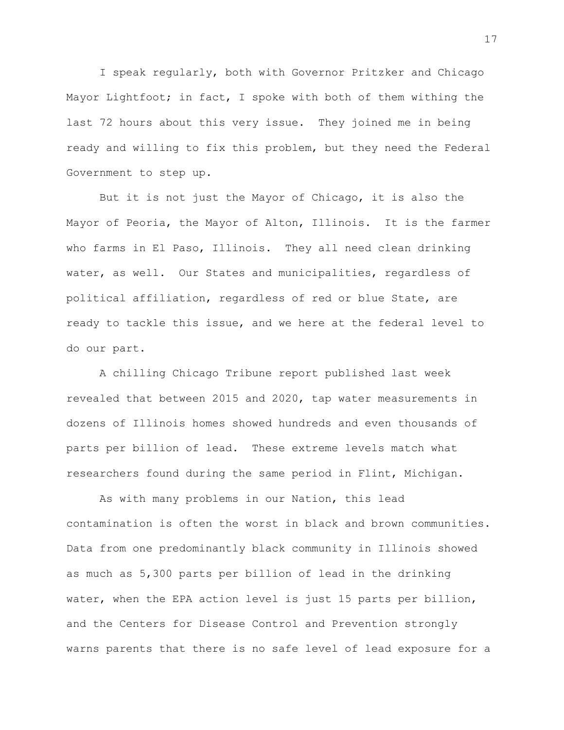I speak regularly, both with Governor Pritzker and Chicago Mayor Lightfoot; in fact, I spoke with both of them withing the last 72 hours about this very issue. They joined me in being ready and willing to fix this problem, but they need the Federal Government to step up.

But it is not just the Mayor of Chicago, it is also the Mayor of Peoria, the Mayor of Alton, Illinois. It is the farmer who farms in El Paso, Illinois. They all need clean drinking water, as well. Our States and municipalities, regardless of political affiliation, regardless of red or blue State, are ready to tackle this issue, and we here at the federal level to do our part.

A chilling Chicago Tribune report published last week revealed that between 2015 and 2020, tap water measurements in dozens of Illinois homes showed hundreds and even thousands of parts per billion of lead. These extreme levels match what researchers found during the same period in Flint, Michigan.

As with many problems in our Nation, this lead contamination is often the worst in black and brown communities. Data from one predominantly black community in Illinois showed as much as 5,300 parts per billion of lead in the drinking water, when the EPA action level is just 15 parts per billion, and the Centers for Disease Control and Prevention strongly warns parents that there is no safe level of lead exposure for a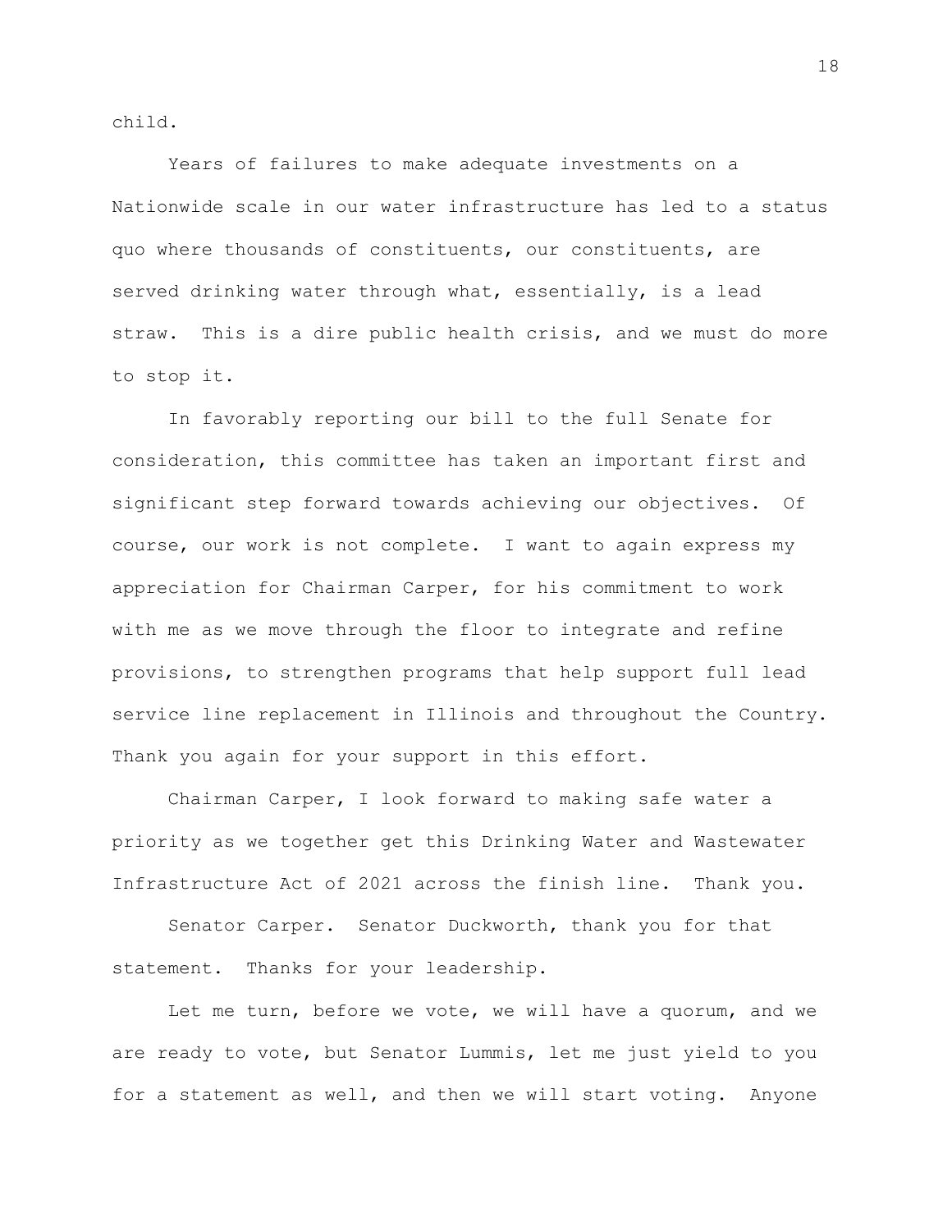child.

Years of failures to make adequate investments on a Nationwide scale in our water infrastructure has led to a status quo where thousands of constituents, our constituents, are served drinking water through what, essentially, is a lead straw. This is a dire public health crisis, and we must do more to stop it.

In favorably reporting our bill to the full Senate for consideration, this committee has taken an important first and significant step forward towards achieving our objectives. Of course, our work is not complete. I want to again express my appreciation for Chairman Carper, for his commitment to work with me as we move through the floor to integrate and refine provisions, to strengthen programs that help support full lead service line replacement in Illinois and throughout the Country. Thank you again for your support in this effort.

Chairman Carper, I look forward to making safe water a priority as we together get this Drinking Water and Wastewater Infrastructure Act of 2021 across the finish line. Thank you.

Senator Carper. Senator Duckworth, thank you for that statement. Thanks for your leadership.

Let me turn, before we vote, we will have a quorum, and we are ready to vote, but Senator Lummis, let me just yield to you for a statement as well, and then we will start voting. Anyone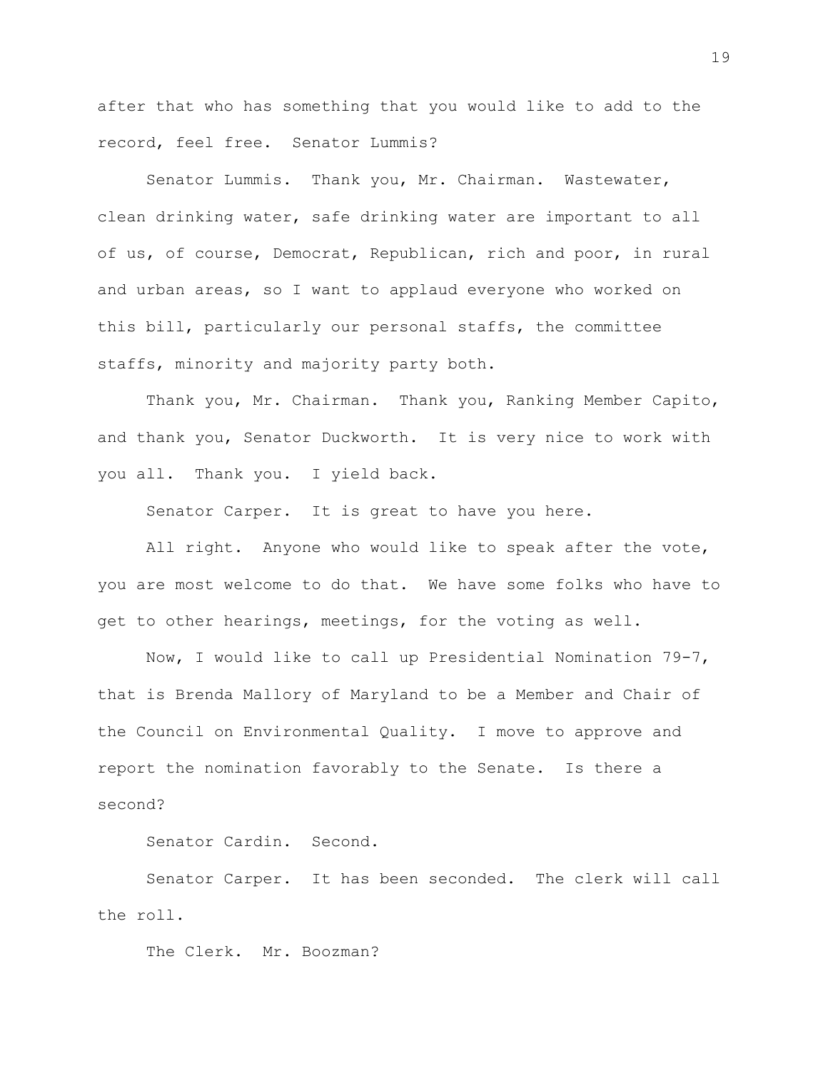after that who has something that you would like to add to the record, feel free. Senator Lummis?

Senator Lummis. Thank you, Mr. Chairman. Wastewater, clean drinking water, safe drinking water are important to all of us, of course, Democrat, Republican, rich and poor, in rural and urban areas, so I want to applaud everyone who worked on this bill, particularly our personal staffs, the committee staffs, minority and majority party both.

Thank you, Mr. Chairman. Thank you, Ranking Member Capito, and thank you, Senator Duckworth. It is very nice to work with you all. Thank you. I yield back.

Senator Carper. It is great to have you here.

All right. Anyone who would like to speak after the vote, you are most welcome to do that. We have some folks who have to get to other hearings, meetings, for the voting as well.

Now, I would like to call up Presidential Nomination 79-7, that is Brenda Mallory of Maryland to be a Member and Chair of the Council on Environmental Quality. I move to approve and report the nomination favorably to the Senate. Is there a second?

Senator Cardin. Second.

Senator Carper. It has been seconded. The clerk will call the roll.

The Clerk. Mr. Boozman?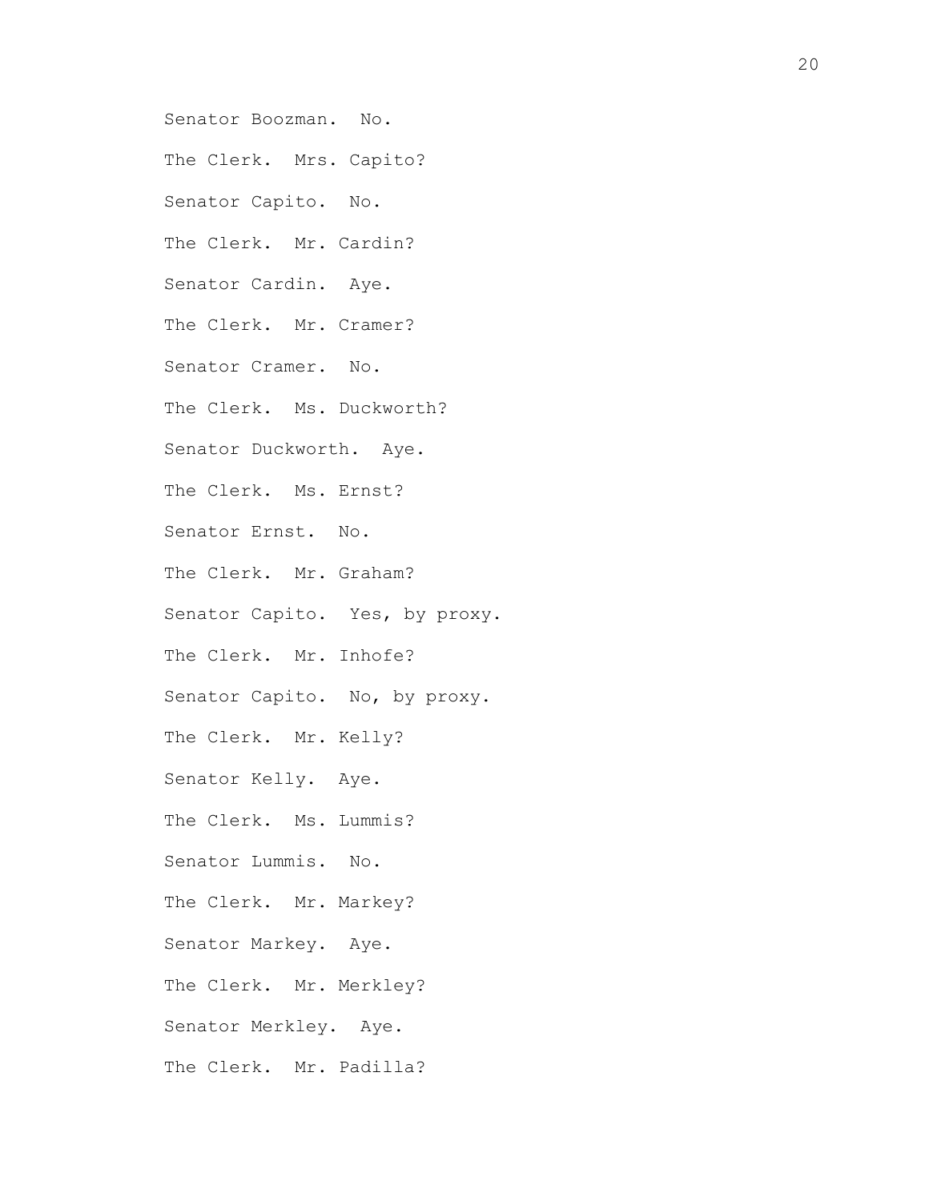Senator Boozman. No.

The Clerk. Mrs. Capito?

Senator Capito. No.

The Clerk. Mr. Cardin?

Senator Cardin. Aye.

The Clerk. Mr. Cramer?

Senator Cramer. No.

The Clerk. Ms. Duckworth?

Senator Duckworth. Aye.

The Clerk. Ms. Ernst?

Senator Ernst. No.

The Clerk. Mr. Graham?

Senator Capito. Yes, by proxy.

The Clerk. Mr. Inhofe?

Senator Capito. No, by proxy.

The Clerk. Mr. Kelly?

Senator Kelly. Aye.

The Clerk. Ms. Lummis?

Senator Lummis. No.

The Clerk. Mr. Markey?

Senator Markey. Aye.

The Clerk. Mr. Merkley?

Senator Merkley. Aye.

The Clerk. Mr. Padilla?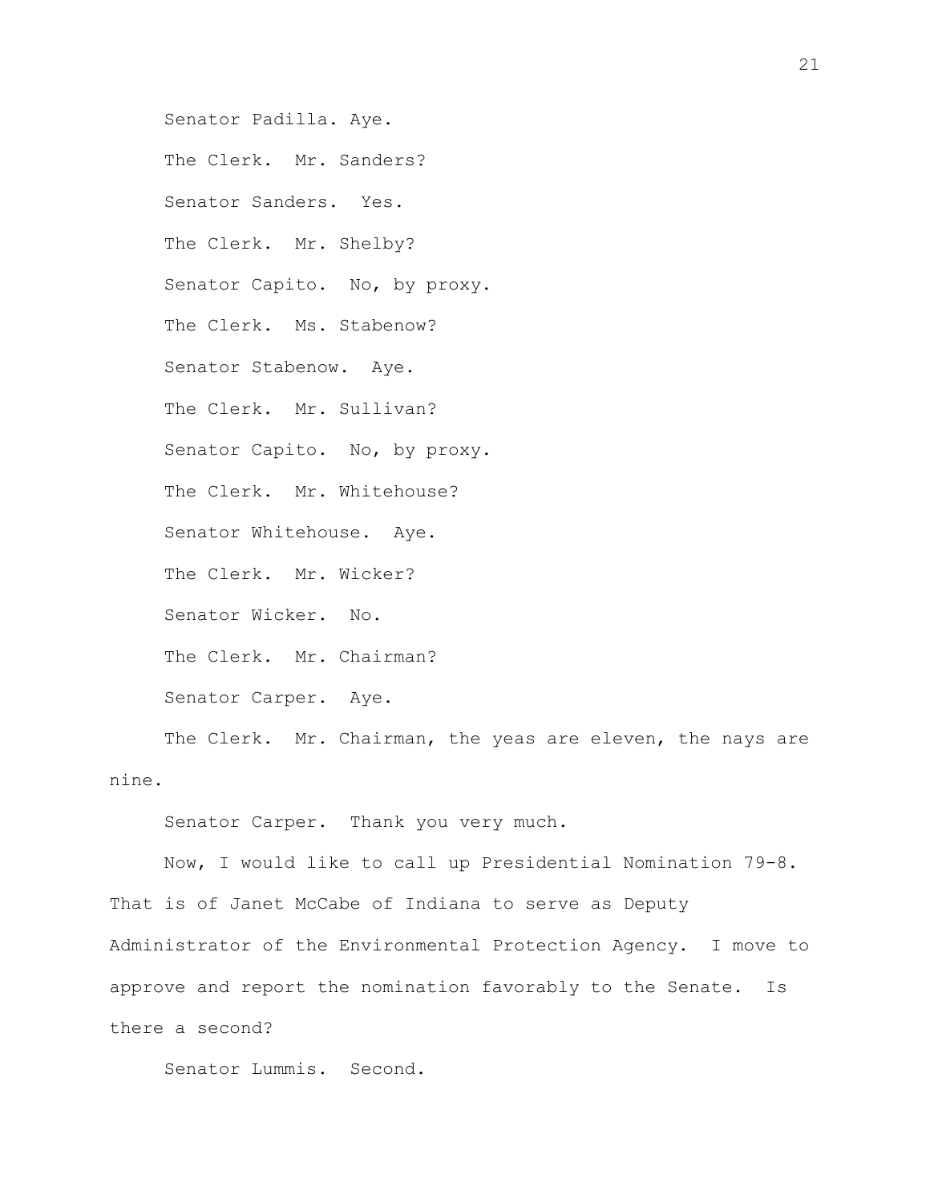Senator Padilla. Aye.

The Clerk. Mr. Sanders?

Senator Sanders. Yes.

The Clerk. Mr. Shelby?

Senator Capito. No, by proxy.

The Clerk. Ms. Stabenow?

Senator Stabenow. Aye.

The Clerk. Mr. Sullivan?

Senator Capito. No, by proxy.

The Clerk. Mr. Whitehouse?

Senator Whitehouse. Aye.

The Clerk. Mr. Wicker?

Senator Wicker. No.

The Clerk. Mr. Chairman?

Senator Carper. Aye.

The Clerk. Mr. Chairman, the yeas are eleven, the nays are nine.

Senator Carper. Thank you very much.

Now, I would like to call up Presidential Nomination 79-8. That is of Janet McCabe of Indiana to serve as Deputy Administrator of the Environmental Protection Agency. I move to approve and report the nomination favorably to the Senate. Is there a second?

Senator Lummis. Second.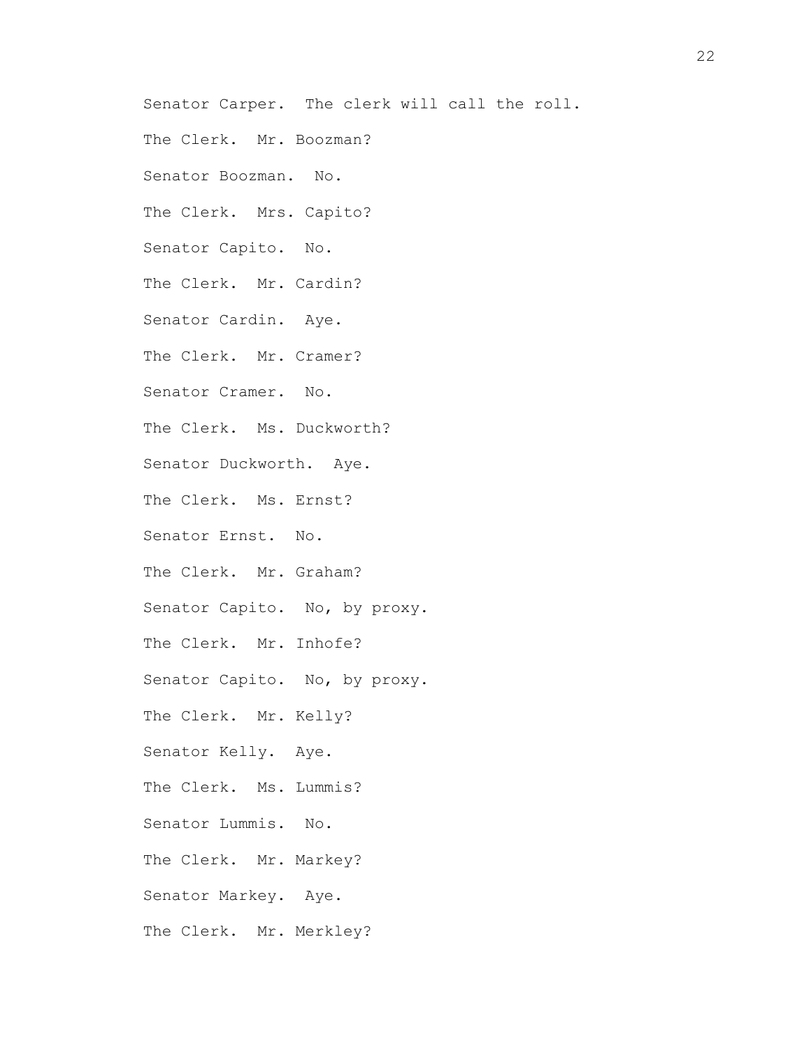Senator Carper. The clerk will call the roll.

The Clerk. Mr. Boozman?

Senator Boozman. No.

The Clerk. Mrs. Capito?

Senator Capito. No.

The Clerk. Mr. Cardin?

Senator Cardin. Aye.

The Clerk. Mr. Cramer?

Senator Cramer. No.

The Clerk. Ms. Duckworth?

Senator Duckworth. Aye.

The Clerk. Ms. Ernst?

Senator Ernst. No.

The Clerk. Mr. Graham?

Senator Capito. No, by proxy.

The Clerk. Mr. Inhofe?

Senator Capito. No, by proxy.

The Clerk. Mr. Kelly?

Senator Kelly. Aye.

The Clerk. Ms. Lummis?

Senator Lummis. No.

The Clerk. Mr. Markey?

Senator Markey. Aye.

The Clerk. Mr. Merkley?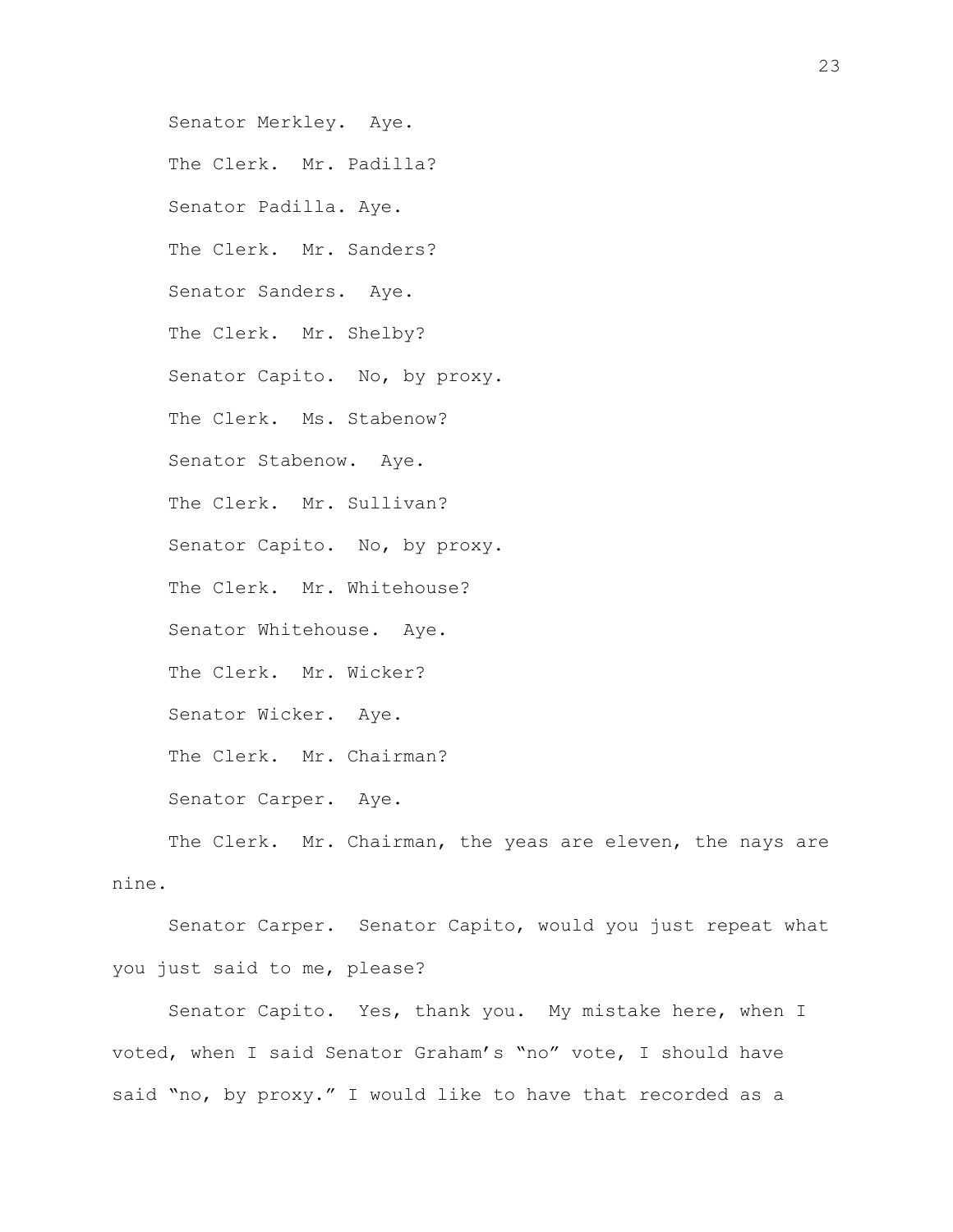Senator Merkley. Aye.

The Clerk. Mr. Padilla?

Senator Padilla. Aye.

The Clerk. Mr. Sanders?

Senator Sanders. Aye.

The Clerk. Mr. Shelby?

Senator Capito. No, by proxy.

The Clerk. Ms. Stabenow?

Senator Stabenow. Aye.

The Clerk. Mr. Sullivan?

Senator Capito. No, by proxy.

The Clerk. Mr. Whitehouse?

Senator Whitehouse. Aye.

The Clerk. Mr. Wicker?

Senator Wicker. Aye.

The Clerk. Mr. Chairman?

Senator Carper. Aye.

The Clerk. Mr. Chairman, the yeas are eleven, the nays are nine.

Senator Carper. Senator Capito, would you just repeat what you just said to me, please?

Senator Capito. Yes, thank you. My mistake here, when I voted, when I said Senator Graham's "no" vote, I should have said "no, by proxy." I would like to have that recorded as a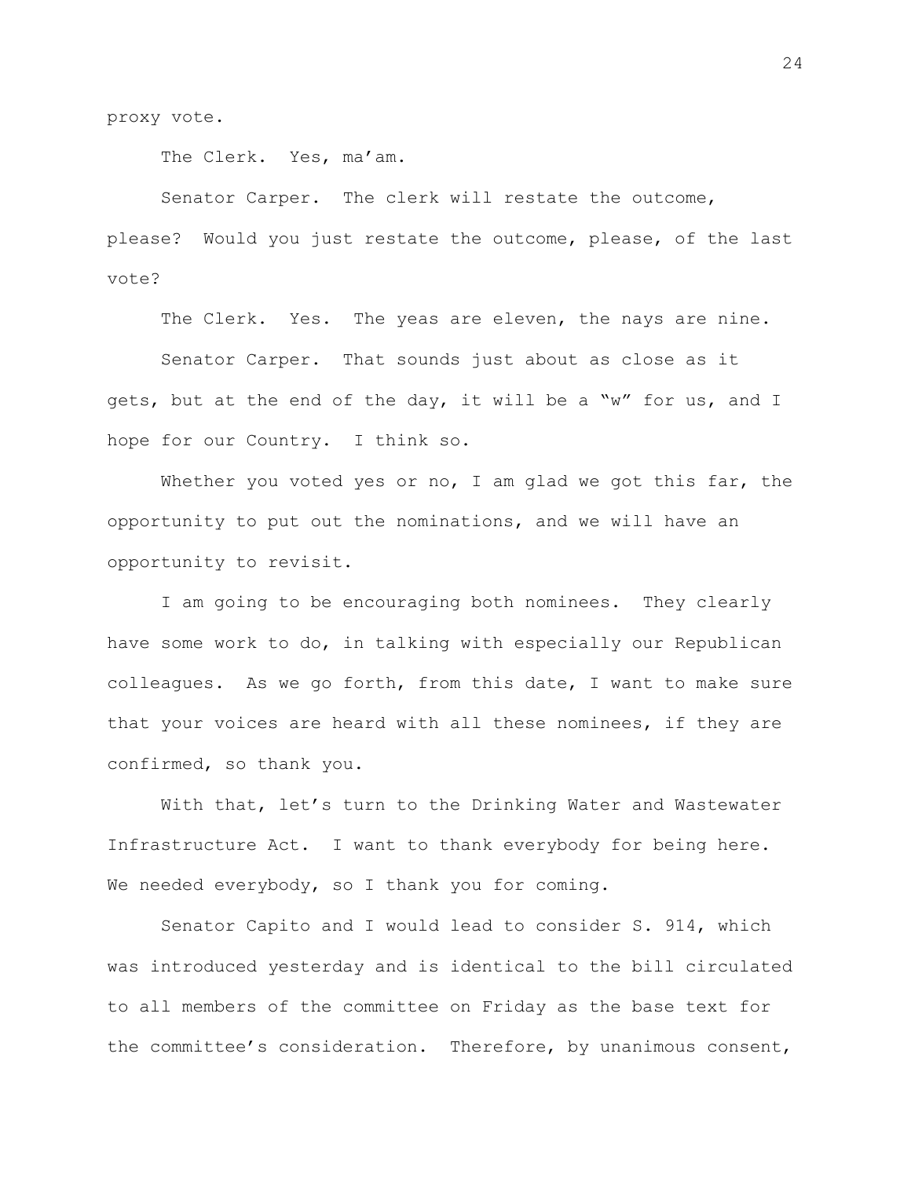proxy vote.

The Clerk. Yes, ma'am.

Senator Carper. The clerk will restate the outcome, please? Would you just restate the outcome, please, of the last vote?

The Clerk. Yes. The yeas are eleven, the nays are nine.

Senator Carper. That sounds just about as close as it gets, but at the end of the day, it will be a "w" for us, and I hope for our Country. I think so.

Whether you voted yes or no, I am glad we got this far, the opportunity to put out the nominations, and we will have an opportunity to revisit.

I am going to be encouraging both nominees. They clearly have some work to do, in talking with especially our Republican colleagues. As we go forth, from this date, I want to make sure that your voices are heard with all these nominees, if they are confirmed, so thank you.

With that, let's turn to the Drinking Water and Wastewater Infrastructure Act. I want to thank everybody for being here. We needed everybody, so I thank you for coming.

Senator Capito and I would lead to consider S. 914, which was introduced yesterday and is identical to the bill circulated to all members of the committee on Friday as the base text for the committee's consideration. Therefore, by unanimous consent,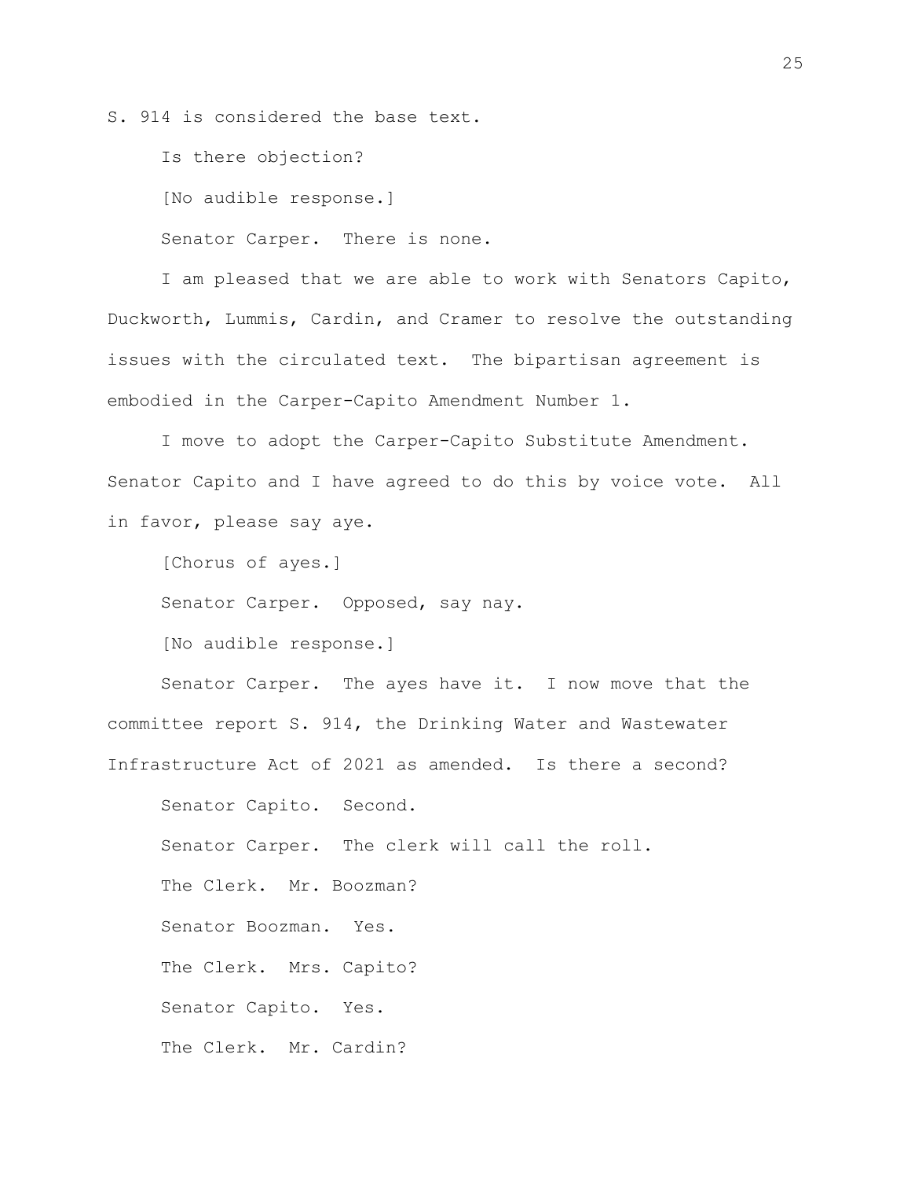S. 914 is considered the base text.

Is there objection?

[No audible response.]

Senator Carper. There is none.

I am pleased that we are able to work with Senators Capito, Duckworth, Lummis, Cardin, and Cramer to resolve the outstanding issues with the circulated text. The bipartisan agreement is embodied in the Carper-Capito Amendment Number 1.

I move to adopt the Carper-Capito Substitute Amendment. Senator Capito and I have agreed to do this by voice vote. All in favor, please say aye.

[Chorus of ayes.]

Senator Carper. Opposed, say nay.

[No audible response.]

Senator Carper. The ayes have it. I now move that the committee report S. 914, the Drinking Water and Wastewater Infrastructure Act of 2021 as amended. Is there a second?

Senator Capito. Second.

Senator Carper. The clerk will call the roll.

The Clerk. Mr. Boozman?

Senator Boozman. Yes.

The Clerk. Mrs. Capito?

Senator Capito. Yes.

The Clerk. Mr. Cardin?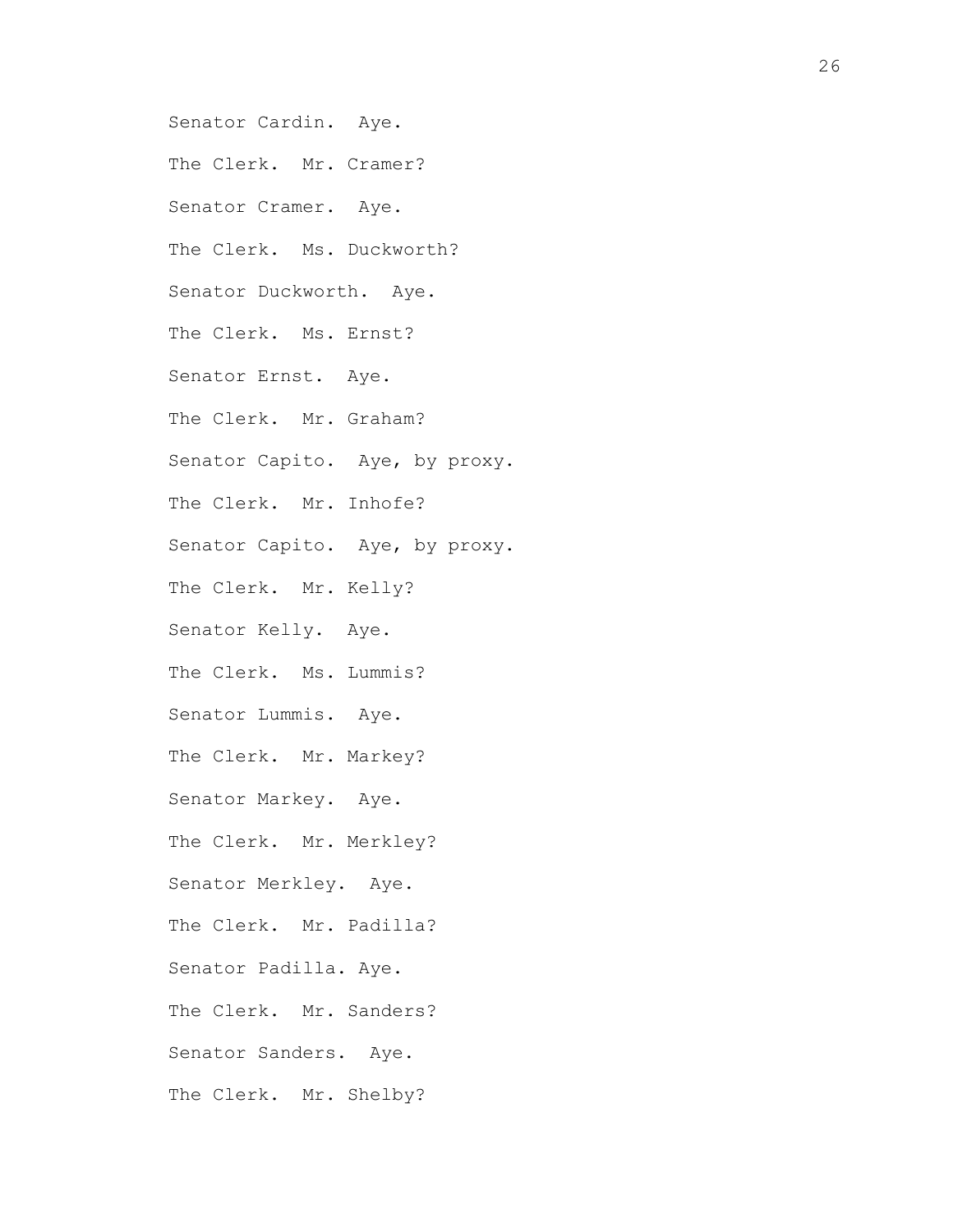Senator Cardin. Aye.

The Clerk. Mr. Cramer?

Senator Cramer. Aye.

The Clerk. Ms. Duckworth?

Senator Duckworth. Aye.

The Clerk. Ms. Ernst?

Senator Ernst. Aye.

The Clerk. Mr. Graham?

Senator Capito. Aye, by proxy.

The Clerk. Mr. Inhofe?

Senator Capito. Aye, by proxy.

The Clerk. Mr. Kelly?

Senator Kelly. Aye.

The Clerk. Ms. Lummis?

Senator Lummis. Aye.

The Clerk. Mr. Markey?

Senator Markey. Aye.

The Clerk. Mr. Merkley?

Senator Merkley. Aye.

The Clerk. Mr. Padilla?

Senator Padilla. Aye.

The Clerk. Mr. Sanders?

Senator Sanders. Aye.

The Clerk. Mr. Shelby?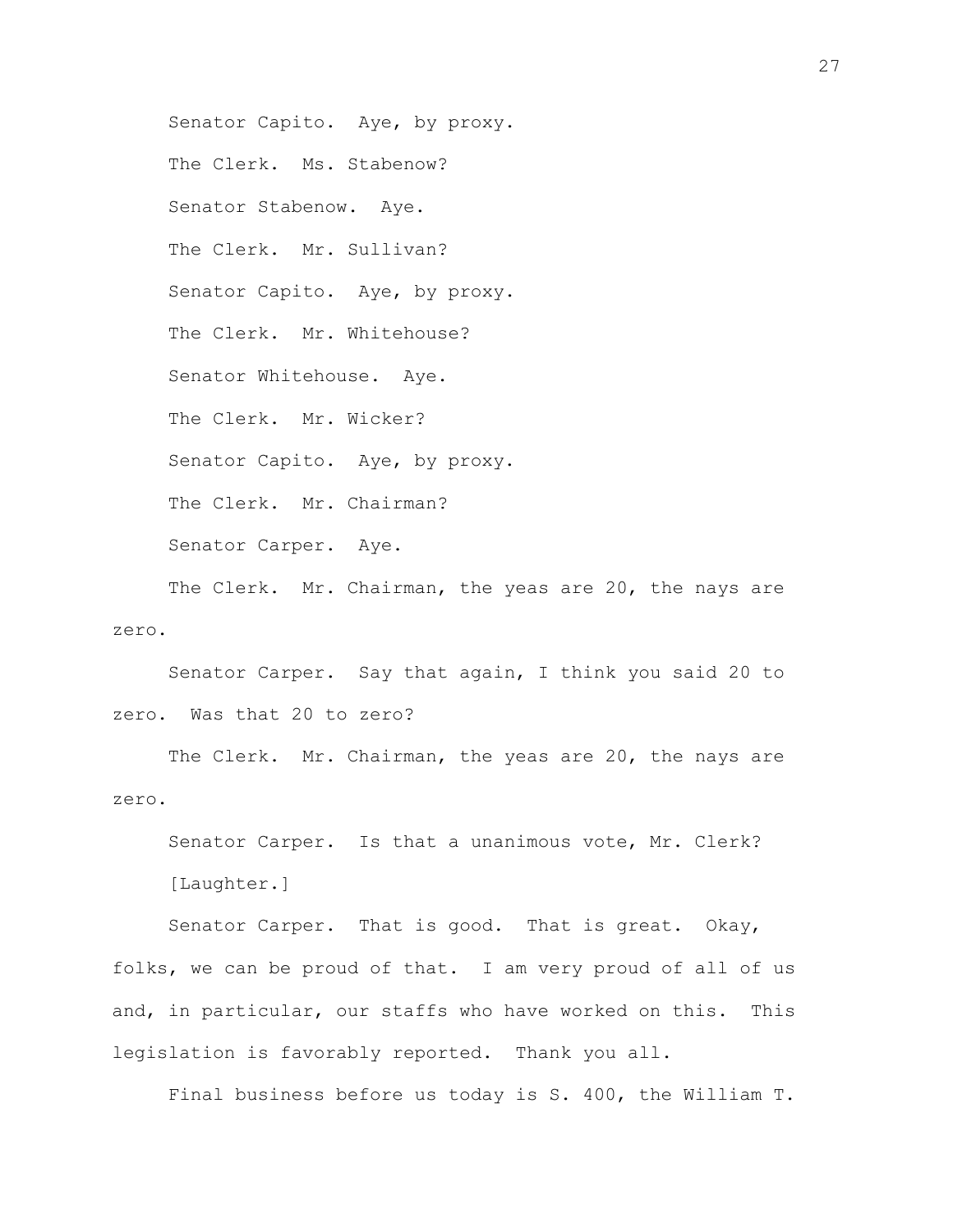Senator Capito. Aye, by proxy.

The Clerk. Ms. Stabenow?

Senator Stabenow. Aye.

The Clerk. Mr. Sullivan?

Senator Capito. Aye, by proxy.

The Clerk. Mr. Whitehouse?

Senator Whitehouse. Aye.

The Clerk. Mr. Wicker?

Senator Capito. Aye, by proxy.

The Clerk. Mr. Chairman?

Senator Carper. Aye.

The Clerk. Mr. Chairman, the yeas are 20, the nays are zero.

Senator Carper. Say that again, I think you said 20 to zero. Was that 20 to zero?

The Clerk. Mr. Chairman, the yeas are 20, the nays are zero.

Senator Carper. Is that a unanimous vote, Mr. Clerk?

[Laughter.]

Senator Carper. That is good. That is great. Okay, folks, we can be proud of that. I am very proud of all of us and, in particular, our staffs who have worked on this. This legislation is favorably reported. Thank you all.

Final business before us today is S. 400, the William T.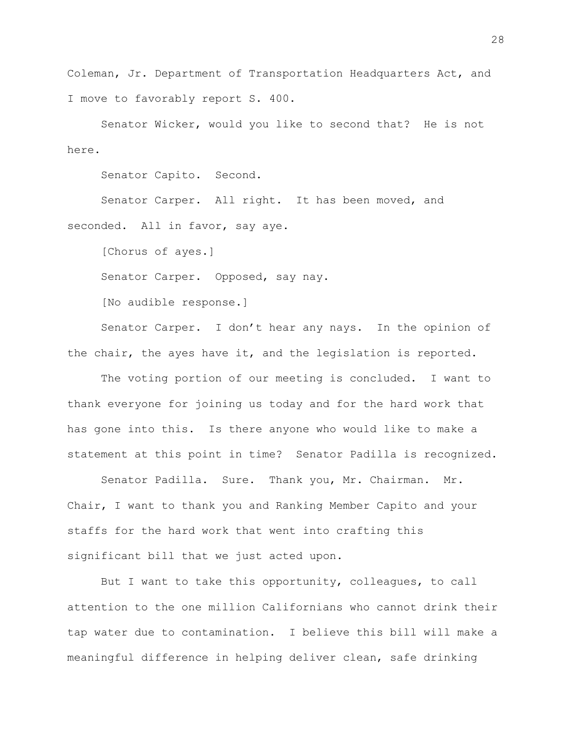Coleman, Jr. Department of Transportation Headquarters Act, and I move to favorably report S. 400.

Senator Wicker, would you like to second that? He is not here.

Senator Capito. Second.

Senator Carper. All right. It has been moved, and seconded. All in favor, say aye.

[Chorus of ayes.]

Senator Carper. Opposed, say nay.

[No audible response.]

Senator Carper. I don't hear any nays. In the opinion of the chair, the ayes have it, and the legislation is reported.

The voting portion of our meeting is concluded. I want to thank everyone for joining us today and for the hard work that has gone into this. Is there anyone who would like to make a statement at this point in time? Senator Padilla is recognized.

Senator Padilla. Sure. Thank you, Mr. Chairman. Mr. Chair, I want to thank you and Ranking Member Capito and your staffs for the hard work that went into crafting this significant bill that we just acted upon.

But I want to take this opportunity, colleagues, to call attention to the one million Californians who cannot drink their tap water due to contamination. I believe this bill will make a meaningful difference in helping deliver clean, safe drinking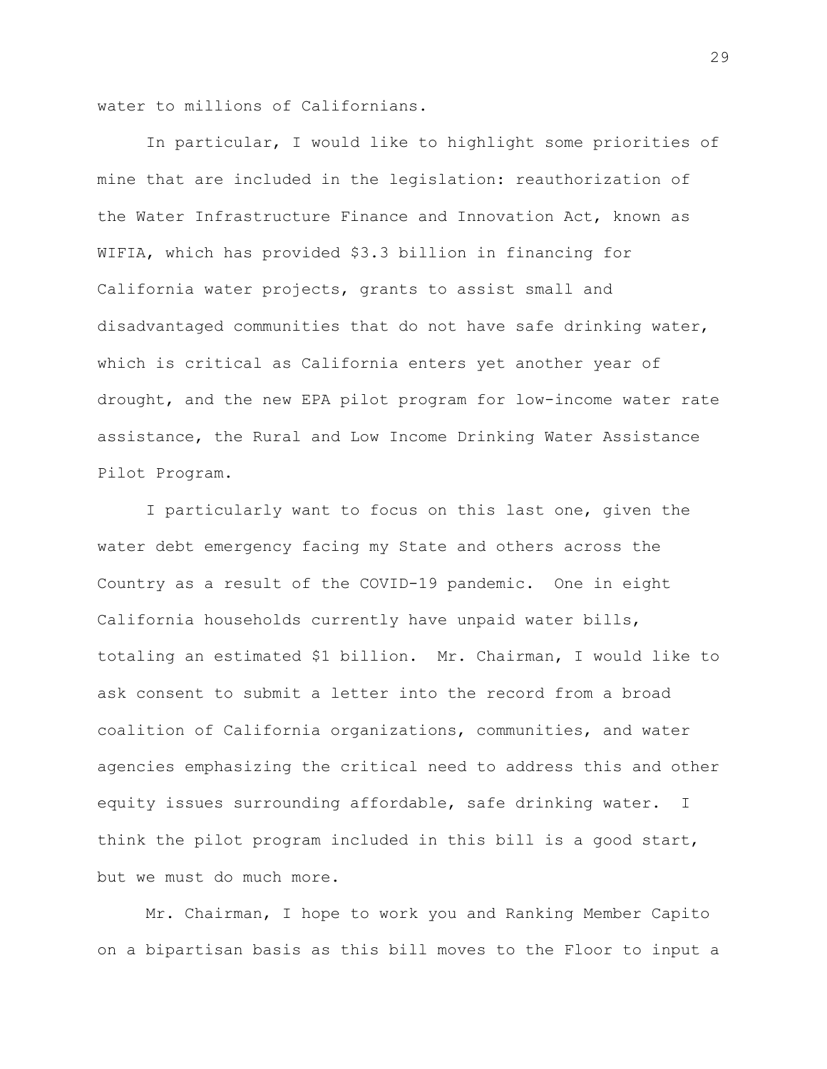water to millions of Californians.

In particular, I would like to highlight some priorities of mine that are included in the legislation: reauthorization of the Water Infrastructure Finance and Innovation Act, known as WIFIA, which has provided $3.3 billion in financing for California water projects, grants to assist small and disadvantaged communities that do not have safe drinking water, which is critical as California enters yet another year of drought, and the new EPA pilot program for low-income water rate assistance, the Rural and Low Income Drinking Water Assistance Pilot Program.

I particularly want to focus on this last one, given the water debt emergency facing my State and others across the Country as a result of the COVID-19 pandemic. One in eight California households currently have unpaid water bills, totaling an estimated $1 billion. Mr. Chairman, I would like to ask consent to submit a letter into the record from a broad coalition of California organizations, communities, and water agencies emphasizing the critical need to address this and other equity issues surrounding affordable, safe drinking water. I think the pilot program included in this bill is a good start, but we must do much more.

Mr. Chairman, I hope to work you and Ranking Member Capito on a bipartisan basis as this bill moves to the Floor to input a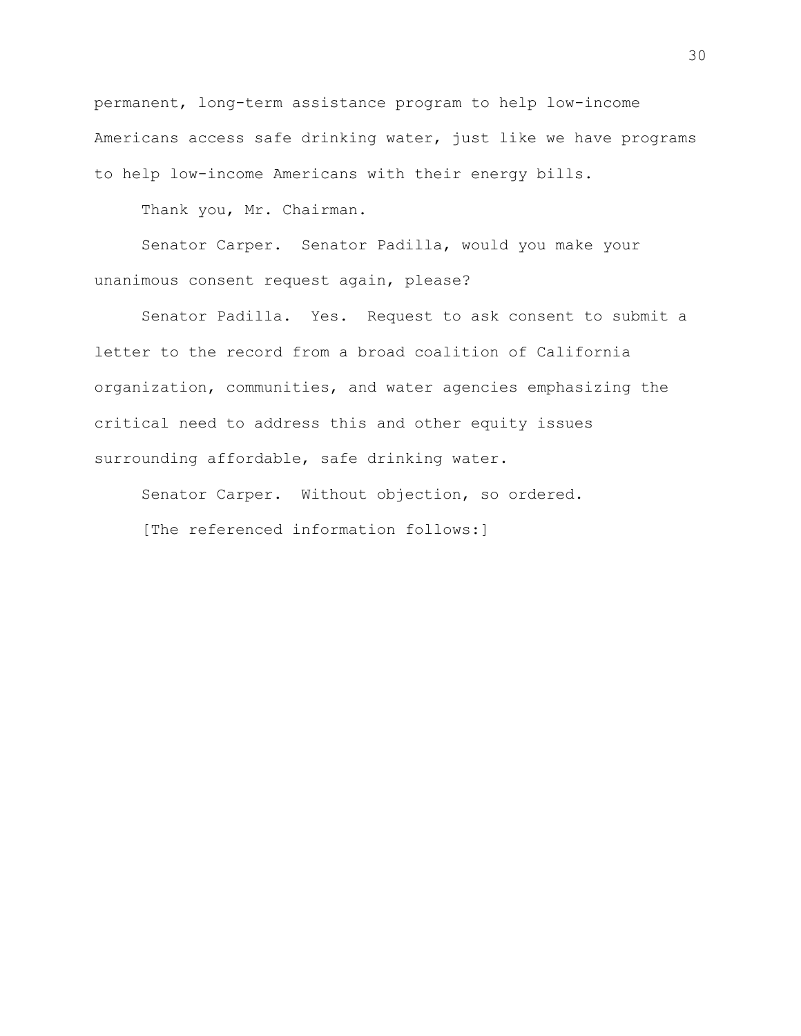permanent, long-term assistance program to help low-income Americans access safe drinking water, just like we have programs to help low-income Americans with their energy bills.

Thank you, Mr. Chairman.

Senator Carper. Senator Padilla, would you make your unanimous consent request again, please?

Senator Padilla. Yes. Request to ask consent to submit a letter to the record from a broad coalition of California organization, communities, and water agencies emphasizing the critical need to address this and other equity issues surrounding affordable, safe drinking water.

Senator Carper. Without objection, so ordered.

[The referenced information follows:]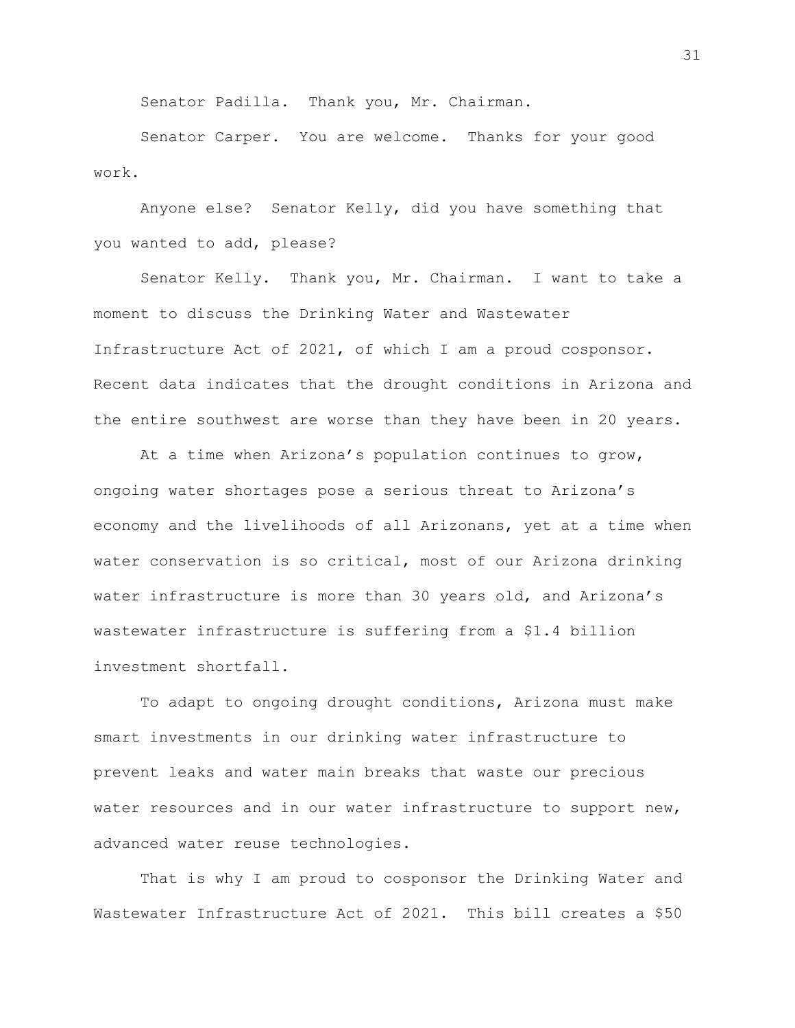Senator Padilla. Thank you, Mr. Chairman.

Senator Carper. You are welcome. Thanks for your good work.

Anyone else? Senator Kelly, did you have something that you wanted to add, please?

Senator Kelly. Thank you, Mr. Chairman. I want to take a moment to discuss the Drinking Water and Wastewater Infrastructure Act of 2021, of which I am a proud cosponsor. Recent data indicates that the drought conditions in Arizona and the entire southwest are worse than they have been in 20 years.

At a time when Arizona's population continues to grow, ongoing water shortages pose a serious threat to Arizona's economy and the livelihoods of all Arizonans, yet at a time when water conservation is so critical, most of our Arizona drinking water infrastructure is more than 30 years old, and Arizona's wastewater infrastructure is suffering from a $1.4 billion investment shortfall.

To adapt to ongoing drought conditions, Arizona must make smart investments in our drinking water infrastructure to prevent leaks and water main breaks that waste our precious water resources and in our water infrastructure to support new, advanced water reuse technologies.

That is why I am proud to cosponsor the Drinking Water and Wastewater Infrastructure Act of 2021. This bill creates a $50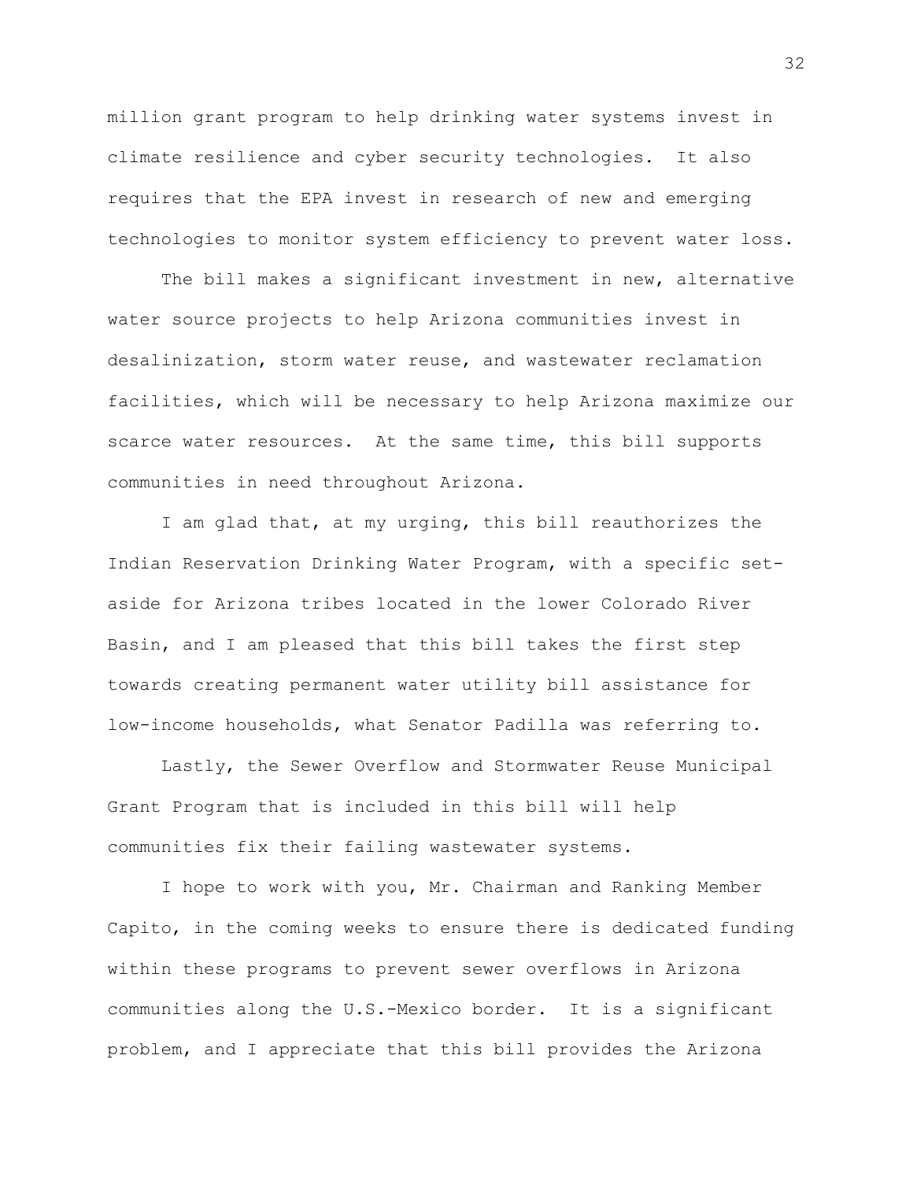million grant program to help drinking water systems invest in climate resilience and cyber security technologies. It also requires that the EPA invest in research of new and emerging technologies to monitor system efficiency to prevent water loss.

The bill makes a significant investment in new, alternative water source projects to help Arizona communities invest in desalinization, storm water reuse, and wastewater reclamation facilities, which will be necessary to help Arizona maximize our scarce water resources. At the same time, this bill supports communities in need throughout Arizona.

I am glad that, at my urging, this bill reauthorizes the Indian Reservation Drinking Water Program, with a specific set-aside for Arizona tribes located in the lower Colorado River Basin, and I am pleased that this bill takes the first step towards creating permanent water utility bill assistance for low-income households, what Senator Padilla was referring to.

Lastly, the Sewer Overflow and Stormwater Reuse Municipal Grant Program that is included in this bill will help communities fix their failing wastewater systems.

I hope to work with you, Mr. Chairman and Ranking Member Capito, in the coming weeks to ensure there is dedicated funding within these programs to prevent sewer overflows in Arizona communities along the U.S.-Mexico border. It is a significant problem, and I appreciate that this bill provides the Arizona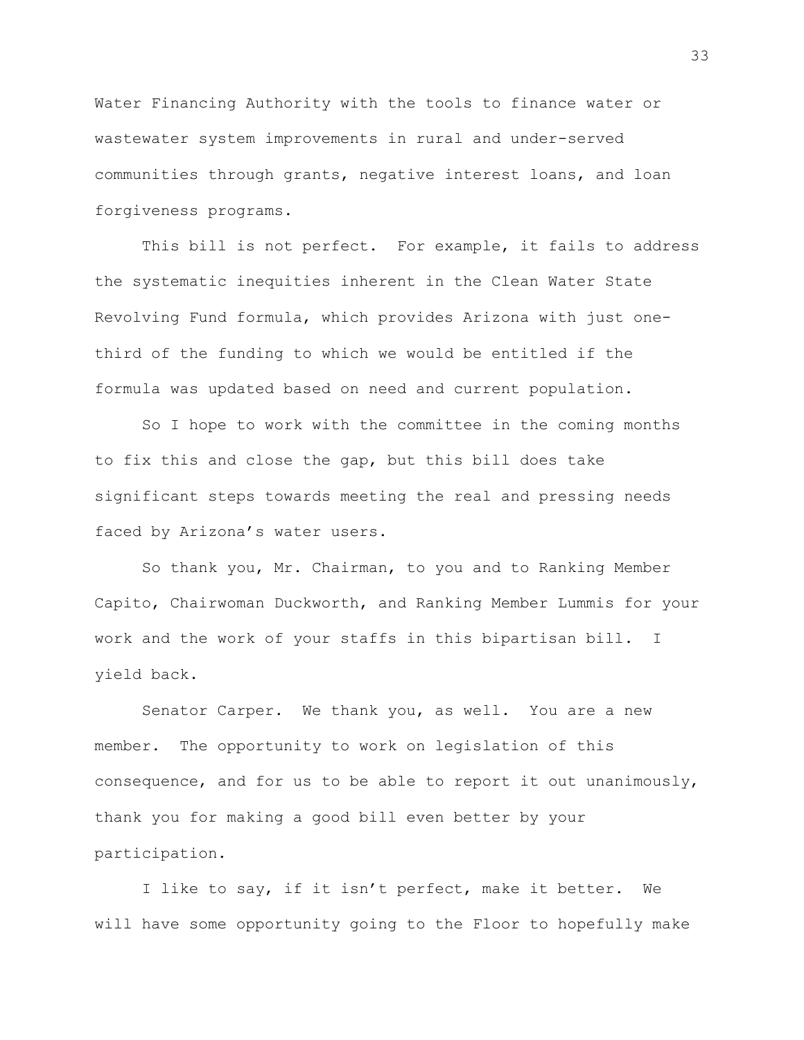Water Financing Authority with the tools to finance water or wastewater system improvements in rural and under-served communities through grants, negative interest loans, and loan forgiveness programs.

This bill is not perfect. For example, it fails to address the systematic inequities inherent in the Clean Water State Revolving Fund formula, which provides Arizona with just one-third of the funding to which we would be entitled if the formula was updated based on need and current population.

So I hope to work with the committee in the coming months to fix this and close the gap, but this bill does take significant steps towards meeting the real and pressing needs faced by Arizona's water users.

So thank you, Mr. Chairman, to you and to Ranking Member Capito, Chairwoman Duckworth, and Ranking Member Lummis for your work and the work of your staffs in this bipartisan bill. I yield back.

Senator Carper. We thank you, as well. You are a new member. The opportunity to work on legislation of this consequence, and for us to be able to report it out unanimously, thank you for making a good bill even better by your participation.

I like to say, if it isn't perfect, make it better. We will have some opportunity going to the Floor to hopefully make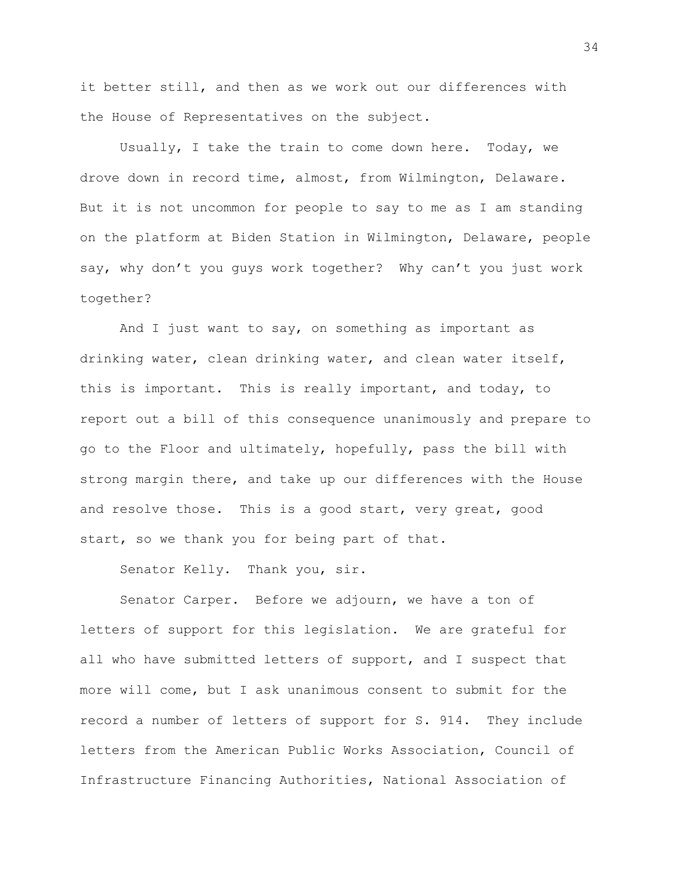it better still, and then as we work out our differences with the House of Representatives on the subject.

Usually, I take the train to come down here. Today, we drove down in record time, almost, from Wilmington, Delaware. But it is not uncommon for people to say to me as I am standing on the platform at Biden Station in Wilmington, Delaware, people say, why don't you guys work together? Why can't you just work together?

And I just want to say, on something as important as drinking water, clean drinking water, and clean water itself, this is important. This is really important, and today, to report out a bill of this consequence unanimously and prepare to go to the Floor and ultimately, hopefully, pass the bill with strong margin there, and take up our differences with the House and resolve those. This is a good start, very great, good start, so we thank you for being part of that.

Senator Kelly. Thank you, sir.

Senator Carper. Before we adjourn, we have a ton of letters of support for this legislation. We are grateful for all who have submitted letters of support, and I suspect that more will come, but I ask unanimous consent to submit for the record a number of letters of support for S. 914. They include letters from the American Public Works Association, Council of Infrastructure Financing Authorities, National Association of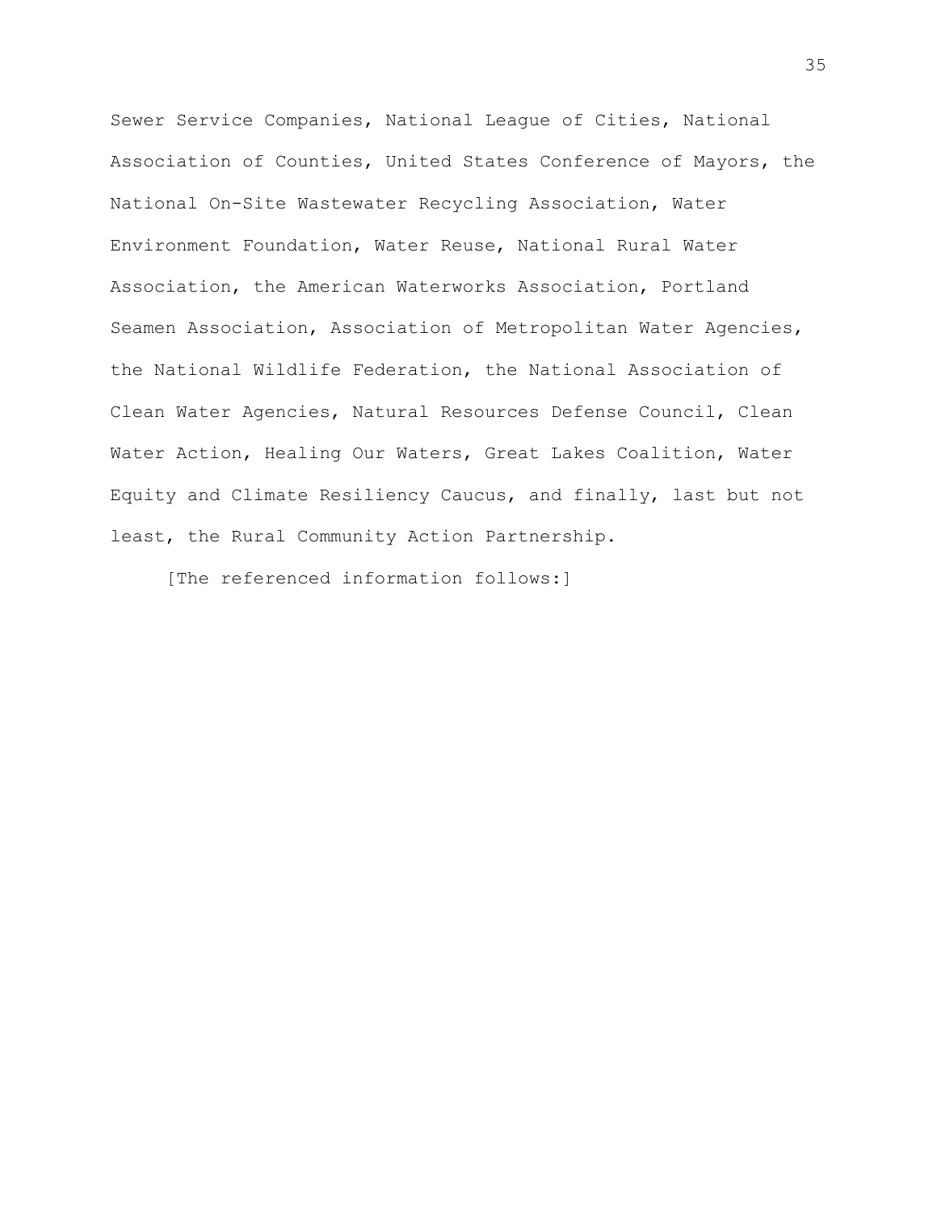Sewer Service Companies, National League of Cities, National Association of Counties, United States Conference of Mayors, the National On-Site Wastewater Recycling Association, Water Environment Foundation, Water Reuse, National Rural Water Association, the American Waterworks Association, Portland Seamen Association, Association of Metropolitan Water Agencies, the National Wildlife Federation, the National Association of Clean Water Agencies, Natural Resources Defense Council, Clean Water Action, Healing Our Waters, Great Lakes Coalition, Water Equity and Climate Resiliency Caucus, and finally, last but not least, the Rural Community Action Partnership.

[The referenced information follows:]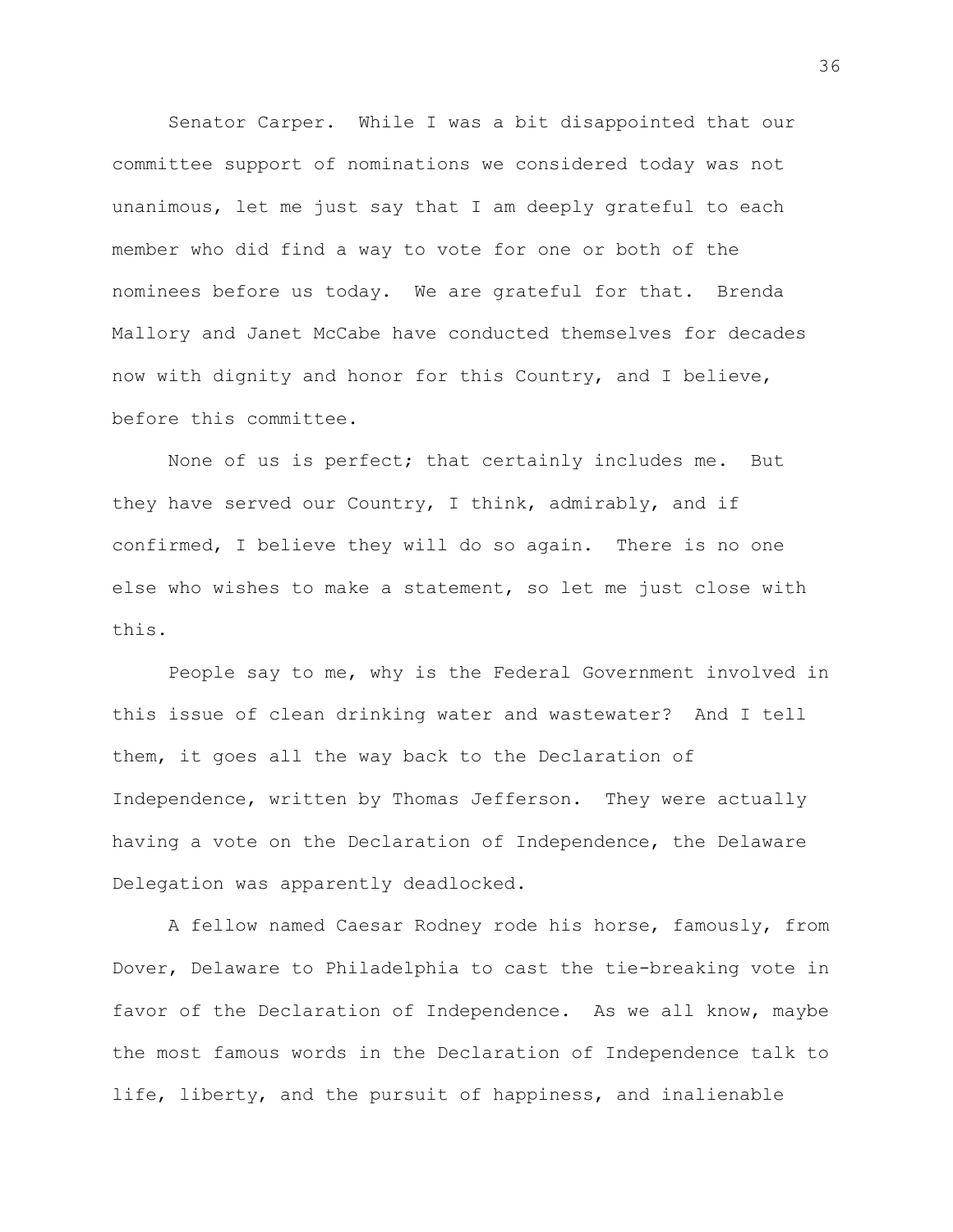Senator Carper. While I was a bit disappointed that our committee support of nominations we considered today was not unanimous, let me just say that I am deeply grateful to each member who did find a way to vote for one or both of the nominees before us today. We are grateful for that. Brenda Mallory and Janet McCabe have conducted themselves for decades now with dignity and honor for this Country, and I believe, before this committee.

None of us is perfect; that certainly includes me. But they have served our Country, I think, admirably, and if confirmed, I believe they will do so again. There is no one else who wishes to make a statement, so let me just close with this.

People say to me, why is the Federal Government involved in this issue of clean drinking water and wastewater? And I tell them, it goes all the way back to the Declaration of Independence, written by Thomas Jefferson. They were actually having a vote on the Declaration of Independence, the Delaware Delegation was apparently deadlocked.

A fellow named Caesar Rodney rode his horse, famously, from Dover, Delaware to Philadelphia to cast the tie-breaking vote in favor of the Declaration of Independence. As we all know, maybe the most famous words in the Declaration of Independence talk to life, liberty, and the pursuit of happiness, and inalienable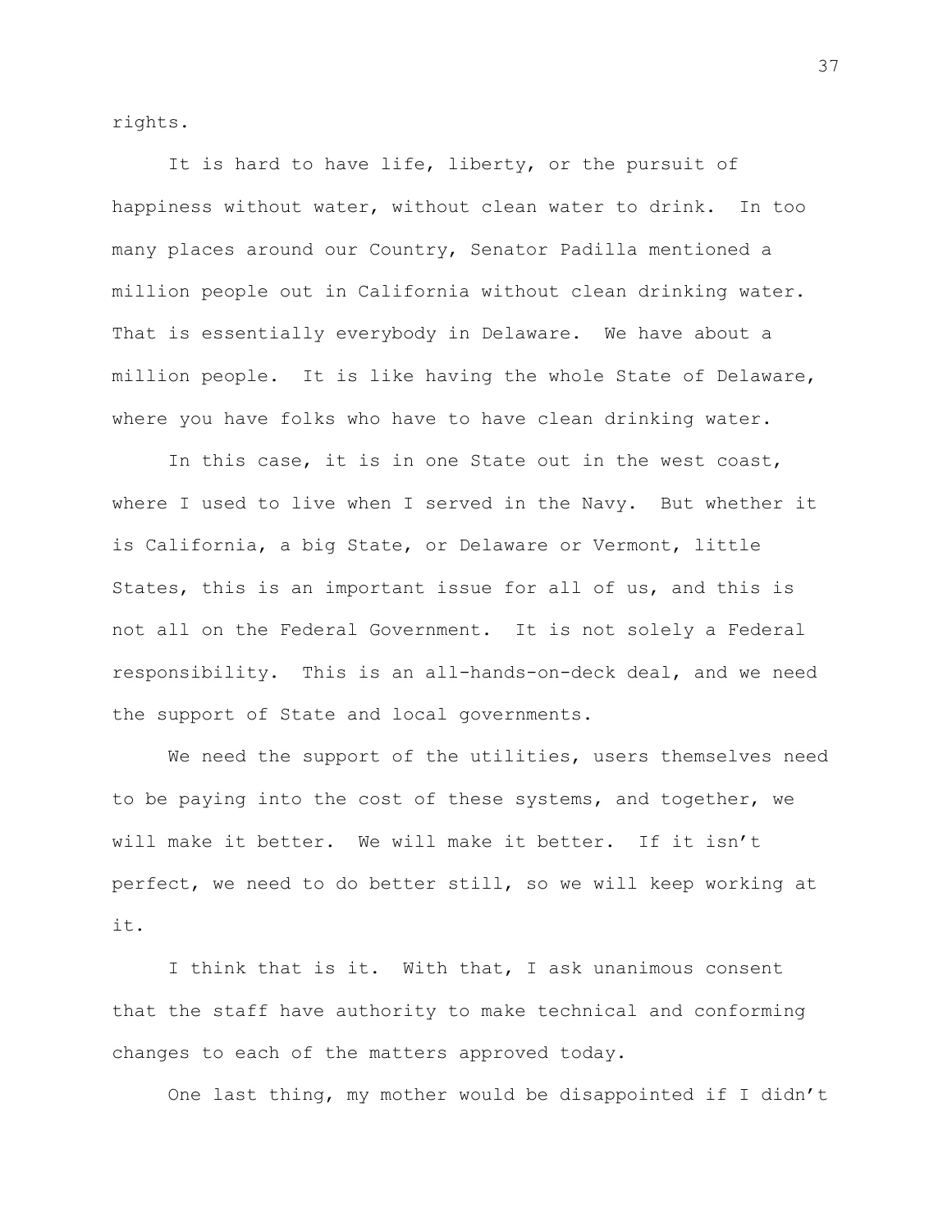rights.

It is hard to have life, liberty, or the pursuit of happiness without water, without clean water to drink. In too many places around our Country, Senator Padilla mentioned a million people out in California without clean drinking water. That is essentially everybody in Delaware. We have about a million people. It is like having the whole State of Delaware, where you have folks who have to have clean drinking water.

In this case, it is in one State out in the west coast, where I used to live when I served in the Navy. But whether it is California, a big State, or Delaware or Vermont, little States, this is an important issue for all of us, and this is not all on the Federal Government. It is not solely a Federal responsibility. This is an all-hands-on-deck deal, and we need the support of State and local governments.

We need the support of the utilities, users themselves need to be paying into the cost of these systems, and together, we will make it better. We will make it better. If it isn't perfect, we need to do better still, so we will keep working at it.

I think that is it. With that, I ask unanimous consent that the staff have authority to make technical and conforming changes to each of the matters approved today.

One last thing, my mother would be disappointed if I didn't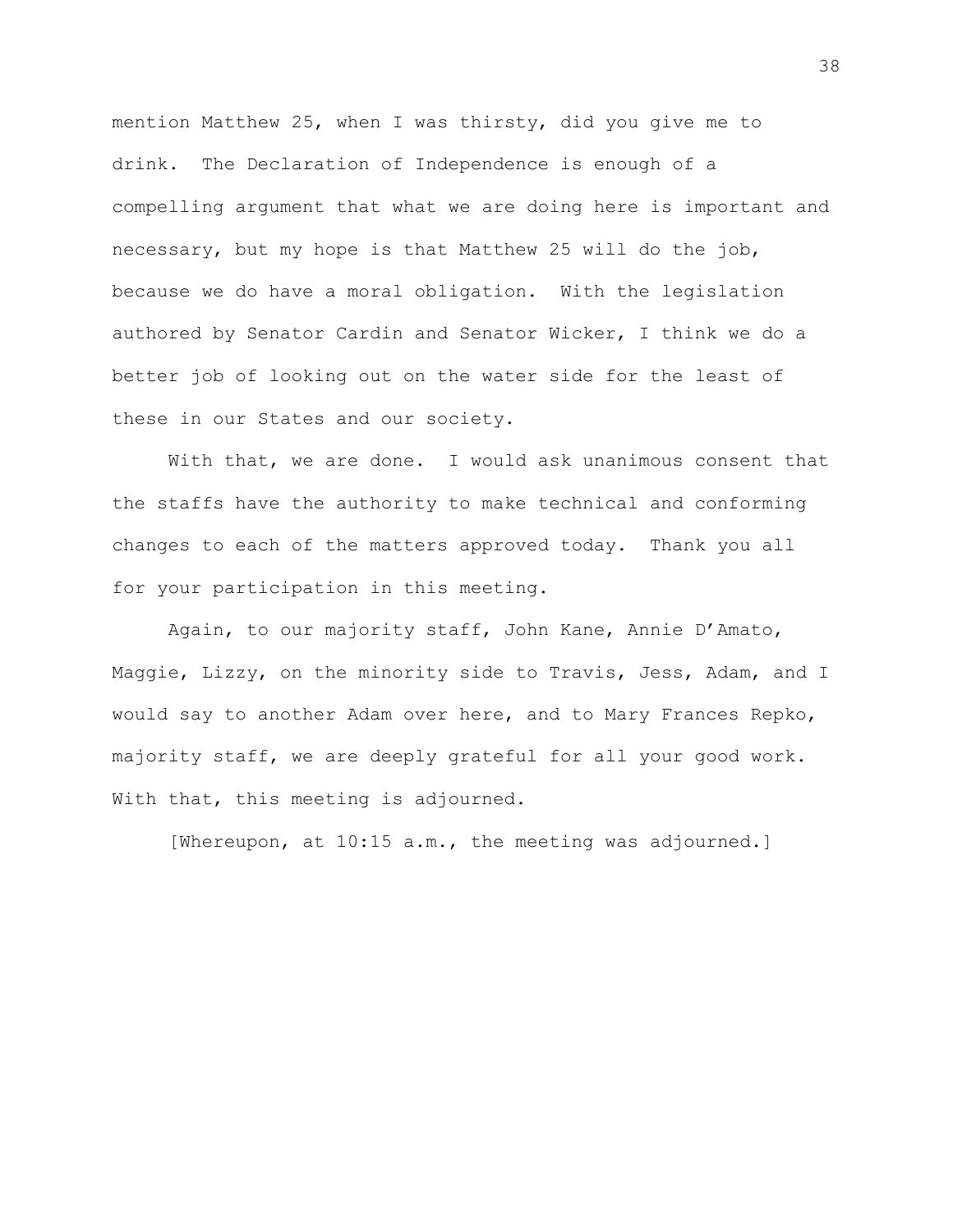mention Matthew 25, when I was thirsty, did you give me to drink. The Declaration of Independence is enough of a compelling argument that what we are doing here is important and necessary, but my hope is that Matthew 25 will do the job, because we do have a moral obligation. With the legislation authored by Senator Cardin and Senator Wicker, I think we do a better job of looking out on the water side for the least of these in our States and our society.

With that, we are done. I would ask unanimous consent that the staffs have the authority to make technical and conforming changes to each of the matters approved today. Thank you all for your participation in this meeting.

Again, to our majority staff, John Kane, Annie D'Amato, Maggie, Lizzy, on the minority side to Travis, Jess, Adam, and I would say to another Adam over here, and to Mary Frances Repko, majority staff, we are deeply grateful for all your good work. With that, this meeting is adjourned.

[Whereupon, at 10:15 a.m., the meeting was adjourned.]